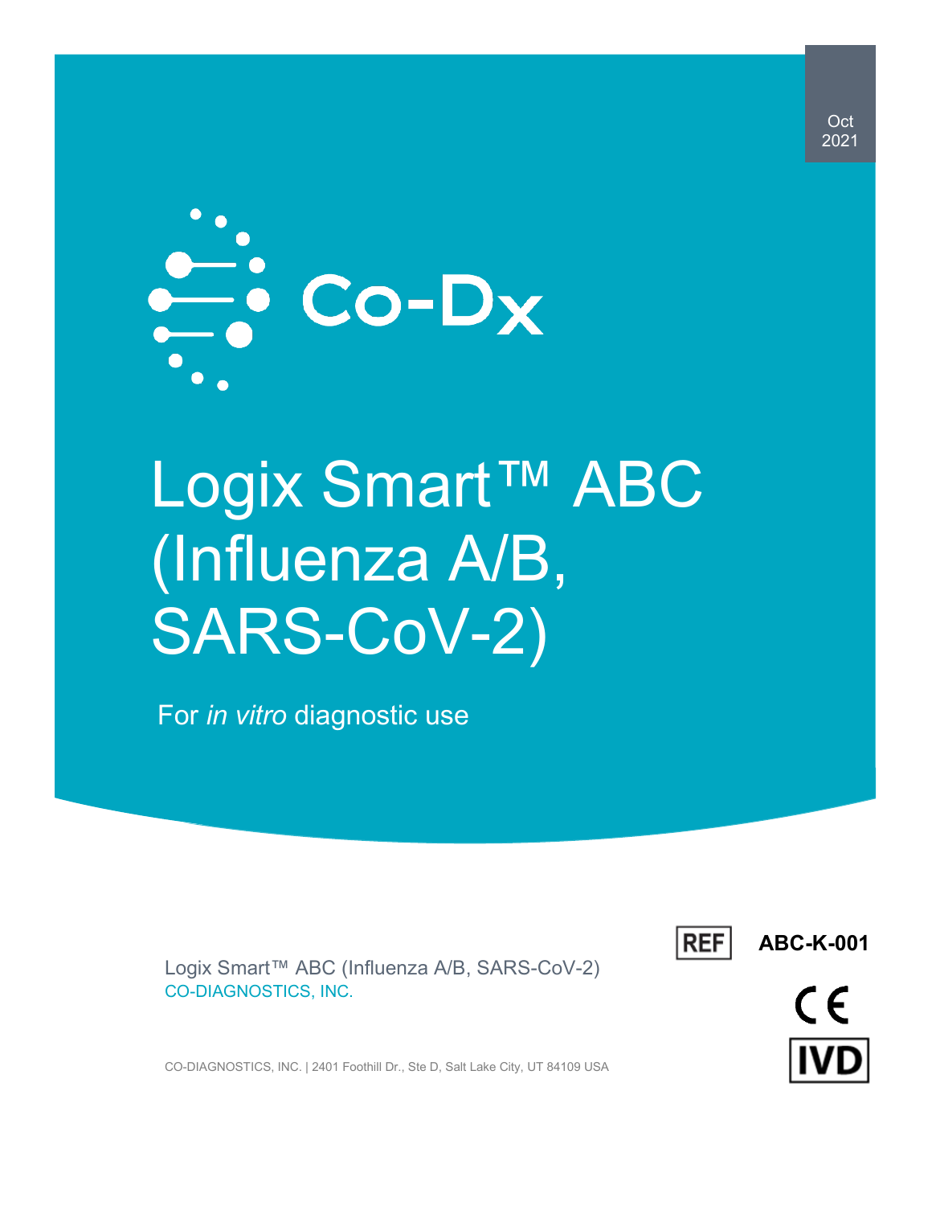Oct 2021

Co-Dx

# Logix Smart™ ABC (Influenza A/B, SARS-CoV-2)

For *in vitro* diagnostic use

Logix Smart™ ABC (Influenza A/B, SARS-CoV-2)
CO-DIAGNOSTICS, INC.

REF **ABC-K-001**

CE

IVD

CO-DIAGNOSTICS, INC. | 2401 Foothill Dr., Ste D, Salt Lake City, UT 84109 USA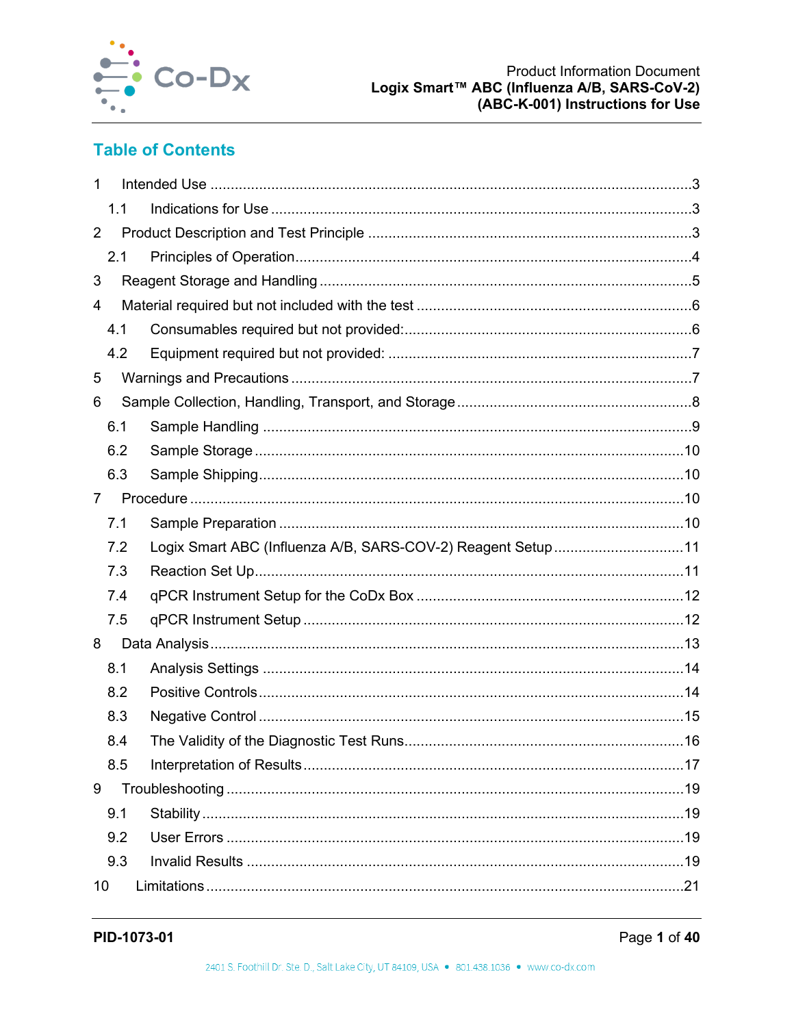## Table of Contents

1 Intended Use ....................................................................................................................3

1.1 Indications for Use .......................................................................................................3

2 Product Description and Test Principle ................................................................................3

2.1 Principles of Operation..................................................................................................4

3 Reagent Storage and Handling ...........................................................................................5

4 Material required but not included with the test ....................................................................6

4.1 Consumables required but not provided:.......................................................................6

4.2 Equipment required but not provided: ..........................................................................7

5 Warnings and Precautions ..................................................................................................7

6 Sample Collection, Handling, Transport, and Storage ..........................................................8

6.1 Sample Handling .........................................................................................................9

6.2 Sample Storage ..........................................................................................................10

6.3 Sample Shipping.........................................................................................................10

7 Procedure ........................................................................................................................10

7.1 Sample Preparation ....................................................................................................10

7.2 Logix Smart ABC (Influenza A/B, SARS-COV-2) Reagent Setup ................................11

7.3 Reaction Set Up..........................................................................................................11

7.4 qPCR Instrument Setup for the CoDx Box ..................................................................12

7.5 qPCR Instrument Setup .............................................................................................12

8 Data Analysis....................................................................................................................13

8.1 Analysis Settings ........................................................................................................14

8.2 Positive Controls.........................................................................................................14

8.3 Negative Control .........................................................................................................15

8.4 The Validity of the Diagnostic Test Runs......................................................................16

8.5 Interpretation of Results..............................................................................................17

9 Troubleshooting ................................................................................................................19

9.1 Stability ......................................................................................................................19

9.2 User Errors .................................................................................................................19

9.3 Invalid Results ............................................................................................................19

10 Limitations.......................................................................................................................21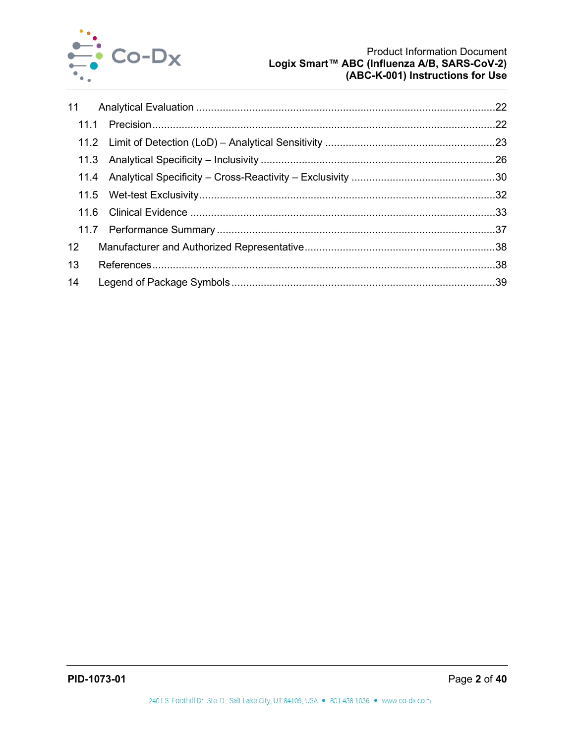| | | |
|---|---|---|
| 11 | Analytical Evaluation | 22 |
| 11.1 | Precision | 22 |
| 11.2 | Limit of Detection (LoD) – Analytical Sensitivity | 23 |
| 11.3 | Analytical Specificity – Inclusivity | 26 |
| 11.4 | Analytical Specificity – Cross-Reactivity – Exclusivity | 30 |
| 11.5 | Wet-test Exclusivity | 32 |
| 11.6 | Clinical Evidence | 33 |
| 11.7 | Performance Summary | 37 |
| 12 | Manufacturer and Authorized Representative | 38 |
| 13 | References | 38 |
| 14 | Legend of Package Symbols | 39 |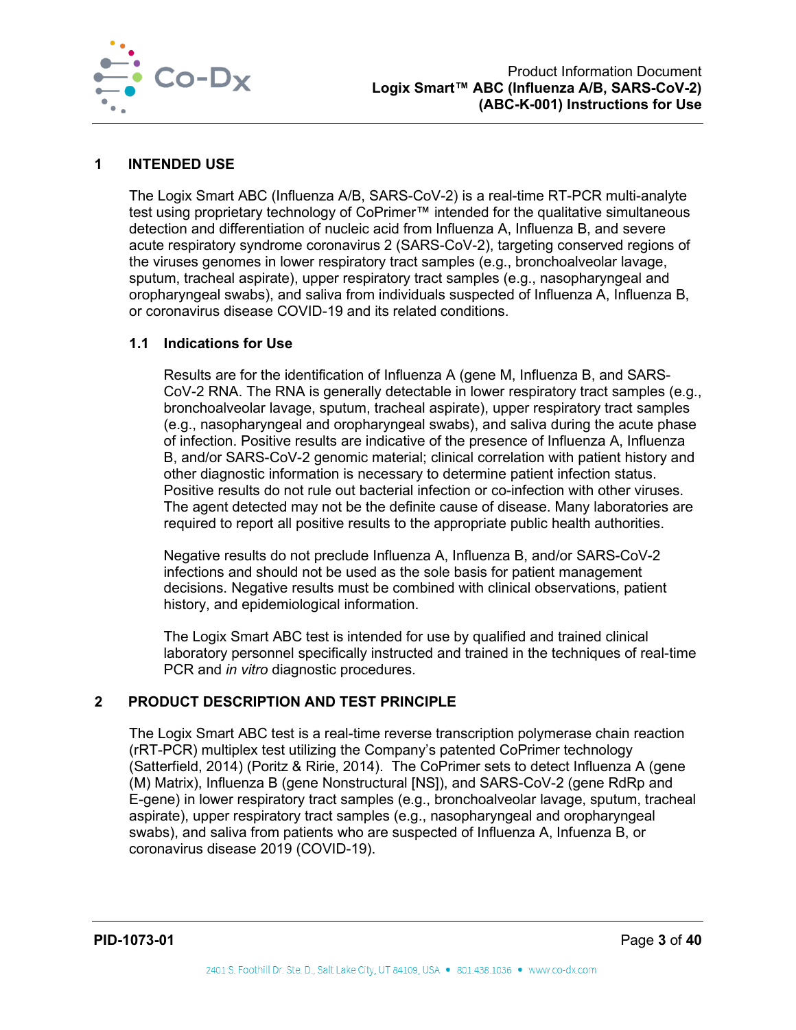## 1 INTENDED USE

The Logix Smart ABC (Influenza A/B, SARS-CoV-2) is a real-time RT-PCR multi-analyte test using proprietary technology of CoPrimer™ intended for the qualitative simultaneous detection and differentiation of nucleic acid from Influenza A, Influenza B, and severe acute respiratory syndrome coronavirus 2 (SARS-CoV-2), targeting conserved regions of the viruses genomes in lower respiratory tract samples (e.g., bronchoalveolar lavage, sputum, tracheal aspirate), upper respiratory tract samples (e.g., nasopharyngeal and oropharyngeal swabs), and saliva from individuals suspected of Influenza A, Influenza B, or coronavirus disease COVID-19 and its related conditions.

### 1.1 Indications for Use

Results are for the identification of Influenza A (gene M, Influenza B, and SARS-CoV-2 RNA. The RNA is generally detectable in lower respiratory tract samples (e.g., bronchoalveolar lavage, sputum, tracheal aspirate), upper respiratory tract samples (e.g., nasopharyngeal and oropharyngeal swabs), and saliva during the acute phase of infection. Positive results are indicative of the presence of Influenza A, Influenza B, and/or SARS-CoV-2 genomic material; clinical correlation with patient history and other diagnostic information is necessary to determine patient infection status. Positive results do not rule out bacterial infection or co-infection with other viruses. The agent detected may not be the definite cause of disease. Many laboratories are required to report all positive results to the appropriate public health authorities.

Negative results do not preclude Influenza A, Influenza B, and/or SARS-CoV-2 infections and should not be used as the sole basis for patient management decisions. Negative results must be combined with clinical observations, patient history, and epidemiological information.

The Logix Smart ABC test is intended for use by qualified and trained clinical laboratory personnel specifically instructed and trained in the techniques of real-time PCR and *in vitro* diagnostic procedures.

## 2 PRODUCT DESCRIPTION AND TEST PRINCIPLE

The Logix Smart ABC test is a real-time reverse transcription polymerase chain reaction (rRT-PCR) multiplex test utilizing the Company's patented CoPrimer technology (Satterfield, 2014) (Poritz & Ririe, 2014). The CoPrimer sets to detect Influenza A (gene (M) Matrix), Influenza B (gene Nonstructural [NS]), and SARS-CoV-2 (gene RdRp and E-gene) in lower respiratory tract samples (e.g., bronchoalveolar lavage, sputum, tracheal aspirate), upper respiratory tract samples (e.g., nasopharyngeal and oropharyngeal swabs), and saliva from patients who are suspected of Influenza A, Infuenza B, or coronavirus disease 2019 (COVID-19).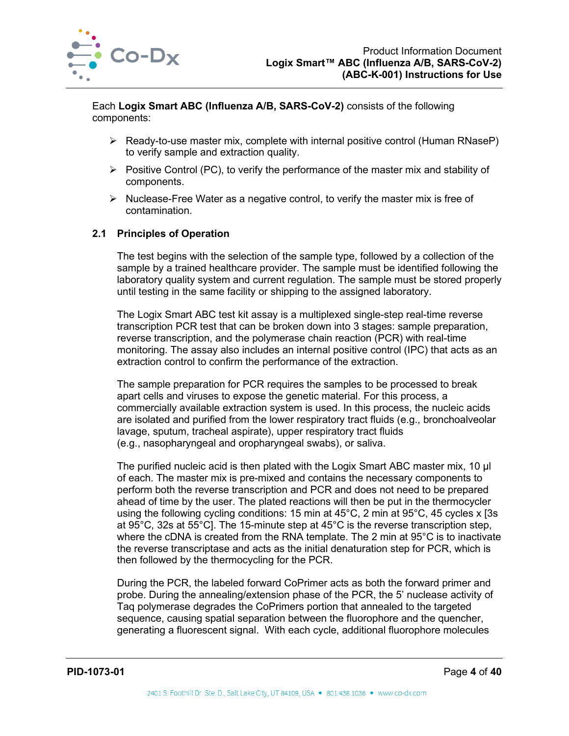Each **Logix Smart ABC (Influenza A/B, SARS-CoV-2)** consists of the following components:

- Ready-to-use master mix, complete with internal positive control (Human RNaseP) to verify sample and extraction quality.
- Positive Control (PC), to verify the performance of the master mix and stability of components.
- Nuclease-Free Water as a negative control, to verify the master mix is free of contamination.

### 2.1 Principles of Operation

The test begins with the selection of the sample type, followed by a collection of the sample by a trained healthcare provider. The sample must be identified following the laboratory quality system and current regulation. The sample must be stored properly until testing in the same facility or shipping to the assigned laboratory.

The Logix Smart ABC test kit assay is a multiplexed single-step real-time reverse transcription PCR test that can be broken down into 3 stages: sample preparation, reverse transcription, and the polymerase chain reaction (PCR) with real-time monitoring. The assay also includes an internal positive control (IPC) that acts as an extraction control to confirm the performance of the extraction.

The sample preparation for PCR requires the samples to be processed to break apart cells and viruses to expose the genetic material. For this process, a commercially available extraction system is used. In this process, the nucleic acids are isolated and purified from the lower respiratory tract fluids (e.g., bronchoalveolar lavage, sputum, tracheal aspirate), upper respiratory tract fluids (e.g., nasopharyngeal and oropharyngeal swabs), or saliva.

The purified nucleic acid is then plated with the Logix Smart ABC master mix, 10 µl of each. The master mix is pre-mixed and contains the necessary components to perform both the reverse transcription and PCR and does not need to be prepared ahead of time by the user. The plated reactions will then be put in the thermocycler using the following cycling conditions: 15 min at 45°C, 2 min at 95°C, 45 cycles x [3s at 95°C, 32s at 55°C]. The 15-minute step at 45°C is the reverse transcription step, where the cDNA is created from the RNA template. The 2 min at 95°C is to inactivate the reverse transcriptase and acts as the initial denaturation step for PCR, which is then followed by the thermocycling for the PCR.

During the PCR, the labeled forward CoPrimer acts as both the forward primer and probe. During the annealing/extension phase of the PCR, the 5' nuclease activity of Taq polymerase degrades the CoPrimers portion that annealed to the targeted sequence, causing spatial separation between the fluorophore and the quencher, generating a fluorescent signal. With each cycle, additional fluorophore molecules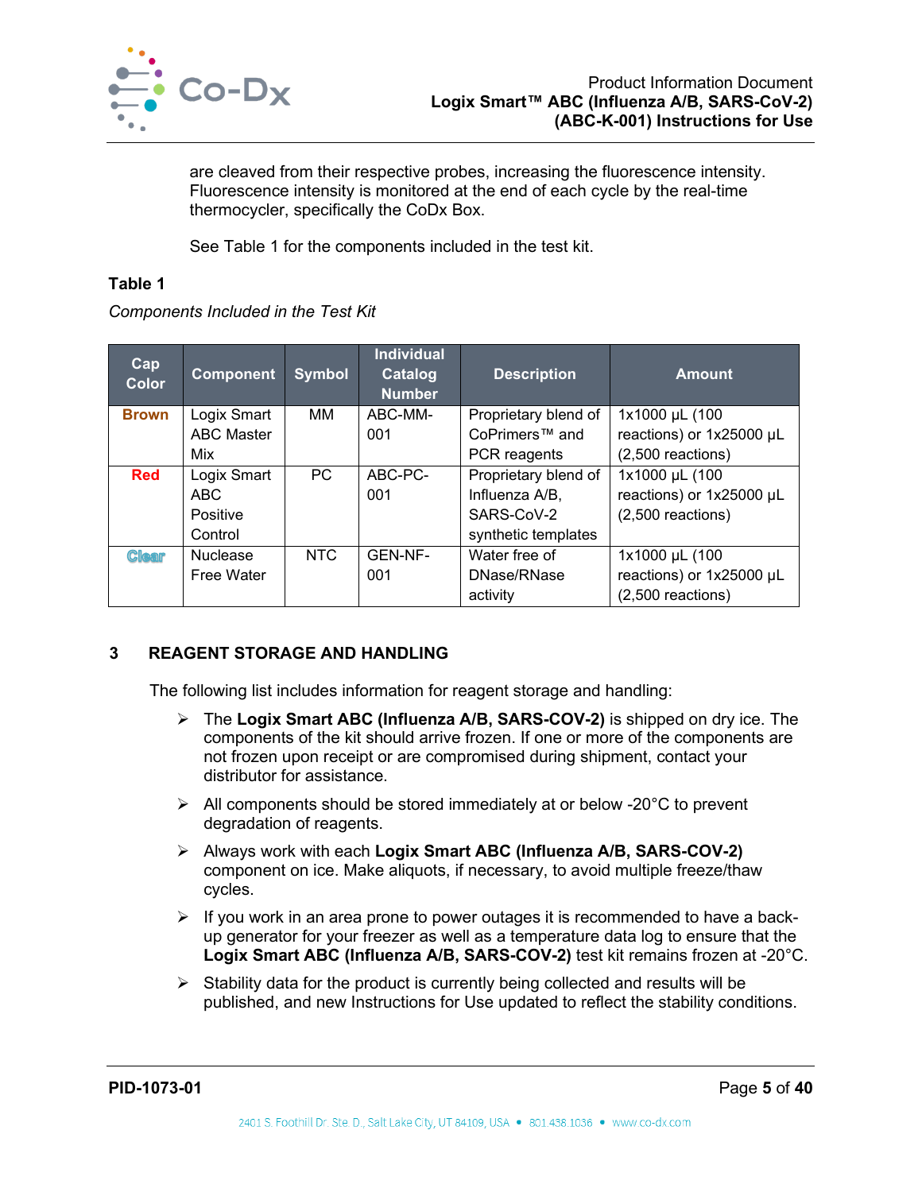are cleaved from their respective probes, increasing the fluorescence intensity. Fluorescence intensity is monitored at the end of each cycle by the real-time thermocycler, specifically the CoDx Box.

See Table 1 for the components included in the test kit.

**Table 1**

*Components Included in the Test Kit*

| Cap Color | Component | Symbol | Individual Catalog Number | Description | Amount |
|---|---|---|---|---|---|
| **Brown** | Logix Smart ABC Master Mix | MM | ABC-MM-001 | Proprietary blend of CoPrimers™ and PCR reagents | 1x1000 µL (100 reactions) or 1x25000 µL (2,500 reactions) |
| **Red** | Logix Smart ABC Positive Control | PC | ABC-PC-001 | Proprietary blend of Influenza A/B, SARS-CoV-2 synthetic templates | 1x1000 µL (100 reactions) or 1x25000 µL (2,500 reactions) |
| **Clear** | Nuclease Free Water | NTC | GEN-NF-001 | Water free of DNase/RNase activity | 1x1000 µL (100 reactions) or 1x25000 µL (2,500 reactions) |

## 3 REAGENT STORAGE AND HANDLING

The following list includes information for reagent storage and handling:

- The **Logix Smart ABC (Influenza A/B, SARS-COV-2)** is shipped on dry ice. The components of the kit should arrive frozen. If one or more of the components are not frozen upon receipt or are compromised during shipment, contact your distributor for assistance.
- All components should be stored immediately at or below -20°C to prevent degradation of reagents.
- Always work with each **Logix Smart ABC (Influenza A/B, SARS-COV-2)** component on ice. Make aliquots, if necessary, to avoid multiple freeze/thaw cycles.
- If you work in an area prone to power outages it is recommended to have a back-up generator for your freezer as well as a temperature data log to ensure that the **Logix Smart ABC (Influenza A/B, SARS-COV-2)** test kit remains frozen at -20°C.
- Stability data for the product is currently being collected and results will be published, and new Instructions for Use updated to reflect the stability conditions.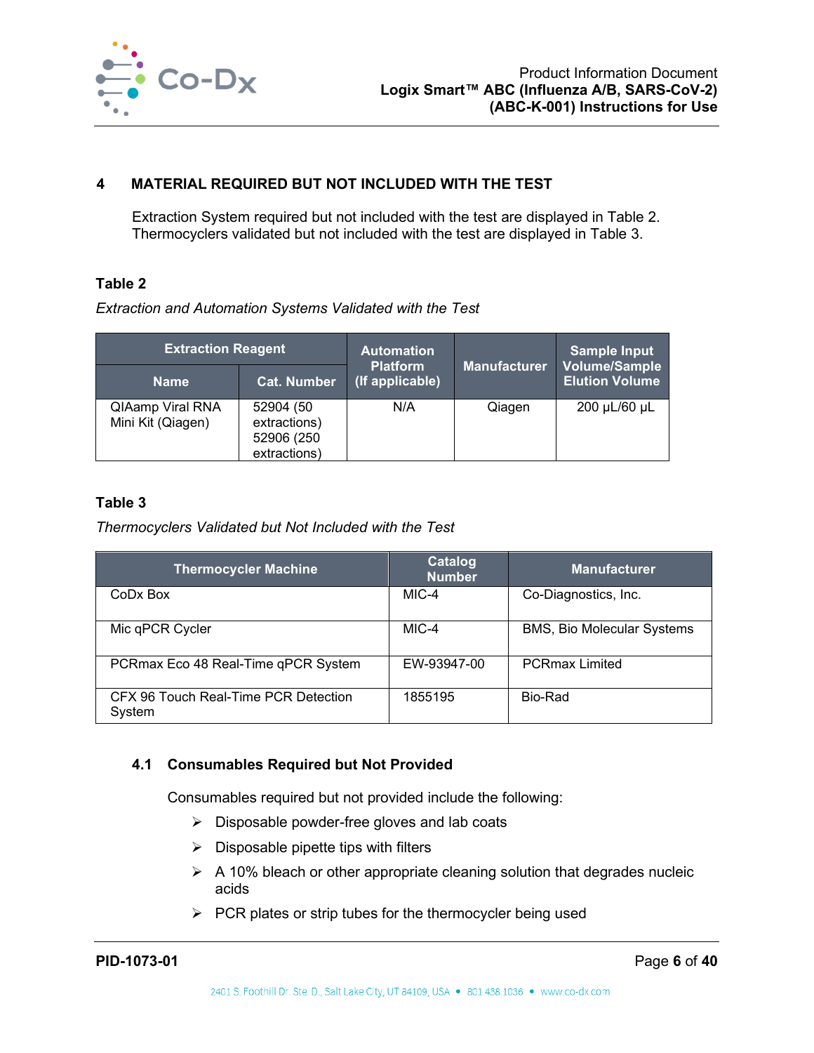## 4 MATERIAL REQUIRED BUT NOT INCLUDED WITH THE TEST

Extraction System required but not included with the test are displayed in Table 2. Thermocyclers validated but not included with the test are displayed in Table 3.

**Table 2**

*Extraction and Automation Systems Validated with the Test*

| Extraction Reagent | | Automation Platform (If applicable) | Manufacturer | Sample Input Volume/Sample Elution Volume |
|---|---|---|---|---|
| Name | Cat. Number | | | |
| QIAamp Viral RNA Mini Kit (Qiagen) | 52904 (50 extractions) 52906 (250 extractions) | N/A | Qiagen | 200 µL/60 µL |

**Table 3**

*Thermocyclers Validated but Not Included with the Test*

| Thermocycler Machine | Catalog Number | Manufacturer |
|---|---|---|
| CoDx Box | MIC-4 | Co-Diagnostics, Inc. |
| Mic qPCR Cycler | MIC-4 | BMS, Bio Molecular Systems |
| PCRmax Eco 48 Real-Time qPCR System | EW-93947-00 | PCRmax Limited |
| CFX 96 Touch Real-Time PCR Detection System | 1855195 | Bio-Rad |

### 4.1 Consumables Required but Not Provided

Consumables required but not provided include the following:

- Disposable powder-free gloves and lab coats
- Disposable pipette tips with filters
- A 10% bleach or other appropriate cleaning solution that degrades nucleic acids
- PCR plates or strip tubes for the thermocycler being used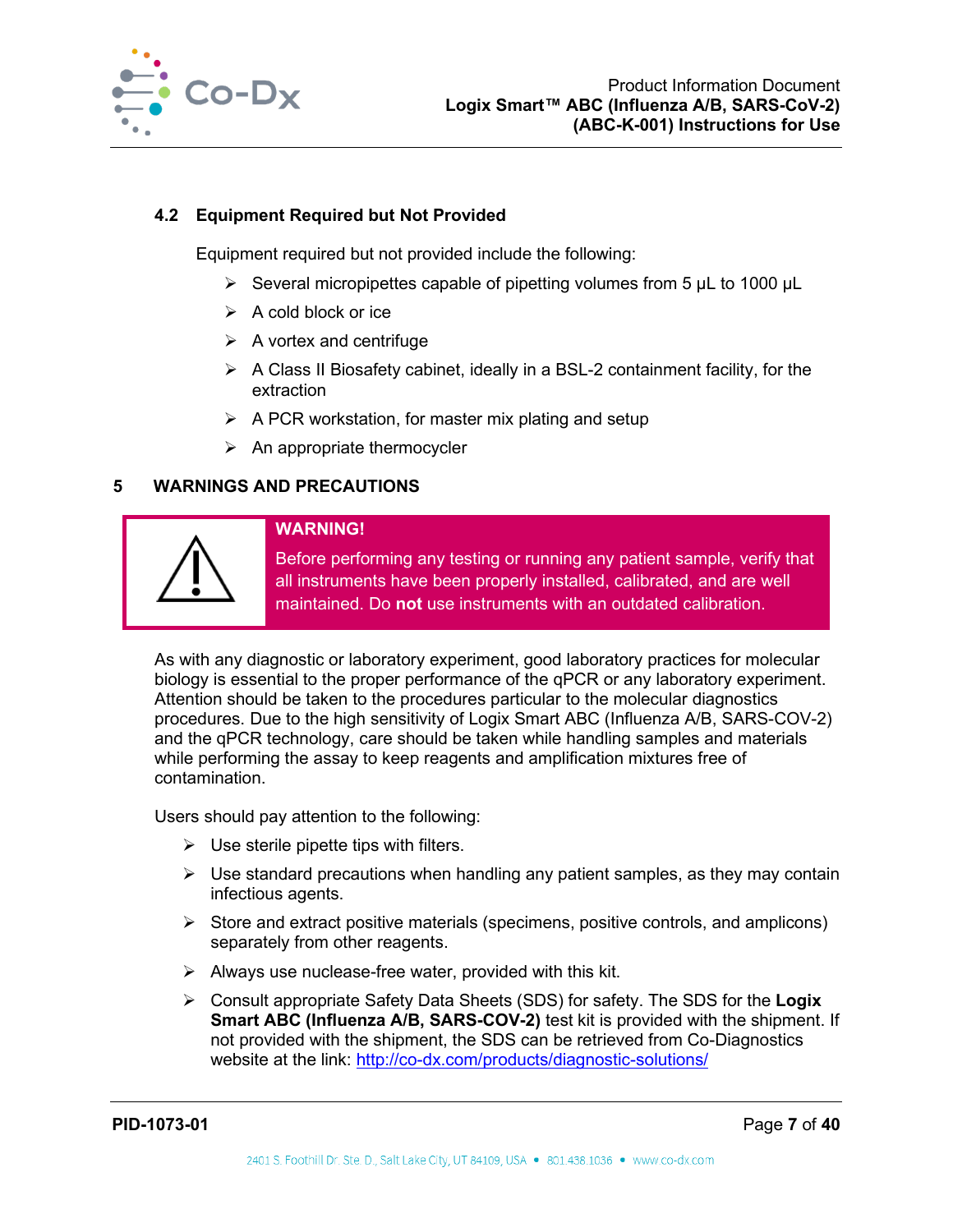### 4.2 Equipment Required but Not Provided

Equipment required but not provided include the following:

- Several micropipettes capable of pipetting volumes from 5 µL to 1000 µL
- A cold block or ice
- A vortex and centrifuge
- A Class II Biosafety cabinet, ideally in a BSL-2 containment facility, for the extraction
- A PCR workstation, for master mix plating and setup
- An appropriate thermocycler

## 5 WARNINGS AND PRECAUTIONS

**WARNING!**

Before performing any testing or running any patient sample, verify that all instruments have been properly installed, calibrated, and are well maintained. Do **not** use instruments with an outdated calibration.

As with any diagnostic or laboratory experiment, good laboratory practices for molecular biology is essential to the proper performance of the qPCR or any laboratory experiment. Attention should be taken to the procedures particular to the molecular diagnostics procedures. Due to the high sensitivity of Logix Smart ABC (Influenza A/B, SARS-COV-2) and the qPCR technology, care should be taken while handling samples and materials while performing the assay to keep reagents and amplification mixtures free of contamination.

Users should pay attention to the following:

- Use sterile pipette tips with filters.
- Use standard precautions when handling any patient samples, as they may contain infectious agents.
- Store and extract positive materials (specimens, positive controls, and amplicons) separately from other reagents.
- Always use nuclease-free water, provided with this kit.
- Consult appropriate Safety Data Sheets (SDS) for safety. The SDS for the **Logix Smart ABC (Influenza A/B, SARS-COV-2)** test kit is provided with the shipment. If not provided with the shipment, the SDS can be retrieved from Co-Diagnostics website at the link: http://co-dx.com/products/diagnostic-solutions/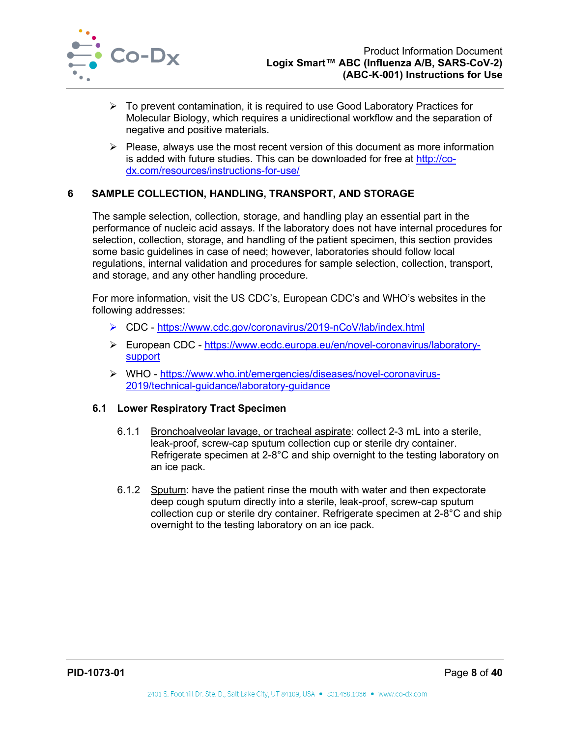- To prevent contamination, it is required to use Good Laboratory Practices for Molecular Biology, which requires a unidirectional workflow and the separation of negative and positive materials.
- Please, always use the most recent version of this document as more information is added with future studies. This can be downloaded for free at [http://co-dx.com/resources/instructions-for-use/](http://co-dx.com/resources/instructions-for-use/)

# 6 SAMPLE COLLECTION, HANDLING, TRANSPORT, AND STORAGE

The sample selection, collection, storage, and handling play an essential part in the performance of nucleic acid assays. If the laboratory does not have internal procedures for selection, collection, storage, and handling of the patient specimen, this section provides some basic guidelines in case of need; however, laboratories should follow local regulations, internal validation and procedures for sample selection, collection, transport, and storage, and any other handling procedure.

For more information, visit the US CDC's, European CDC's and WHO's websites in the following addresses:

- CDC - [https://www.cdc.gov/coronavirus/2019-nCoV/lab/index.html](https://www.cdc.gov/coronavirus/2019-nCoV/lab/index.html)
- European CDC - [https://www.ecdc.europa.eu/en/novel-coronavirus/laboratory-support](https://www.ecdc.europa.eu/en/novel-coronavirus/laboratory-support)
- WHO - [https://www.who.int/emergencies/diseases/novel-coronavirus-2019/technical-guidance/laboratory-guidance](https://www.who.int/emergencies/diseases/novel-coronavirus-2019/technical-guidance/laboratory-guidance)

## 6.1 Lower Respiratory Tract Specimen

6.1.1 Bronchoalveolar lavage, or tracheal aspirate: collect 2-3 mL into a sterile, leak-proof, screw-cap sputum collection cup or sterile dry container. Refrigerate specimen at 2-8°C and ship overnight to the testing laboratory on an ice pack.

6.1.2 Sputum: have the patient rinse the mouth with water and then expectorate deep cough sputum directly into a sterile, leak-proof, screw-cap sputum collection cup or sterile dry container. Refrigerate specimen at 2-8°C and ship overnight to the testing laboratory on an ice pack.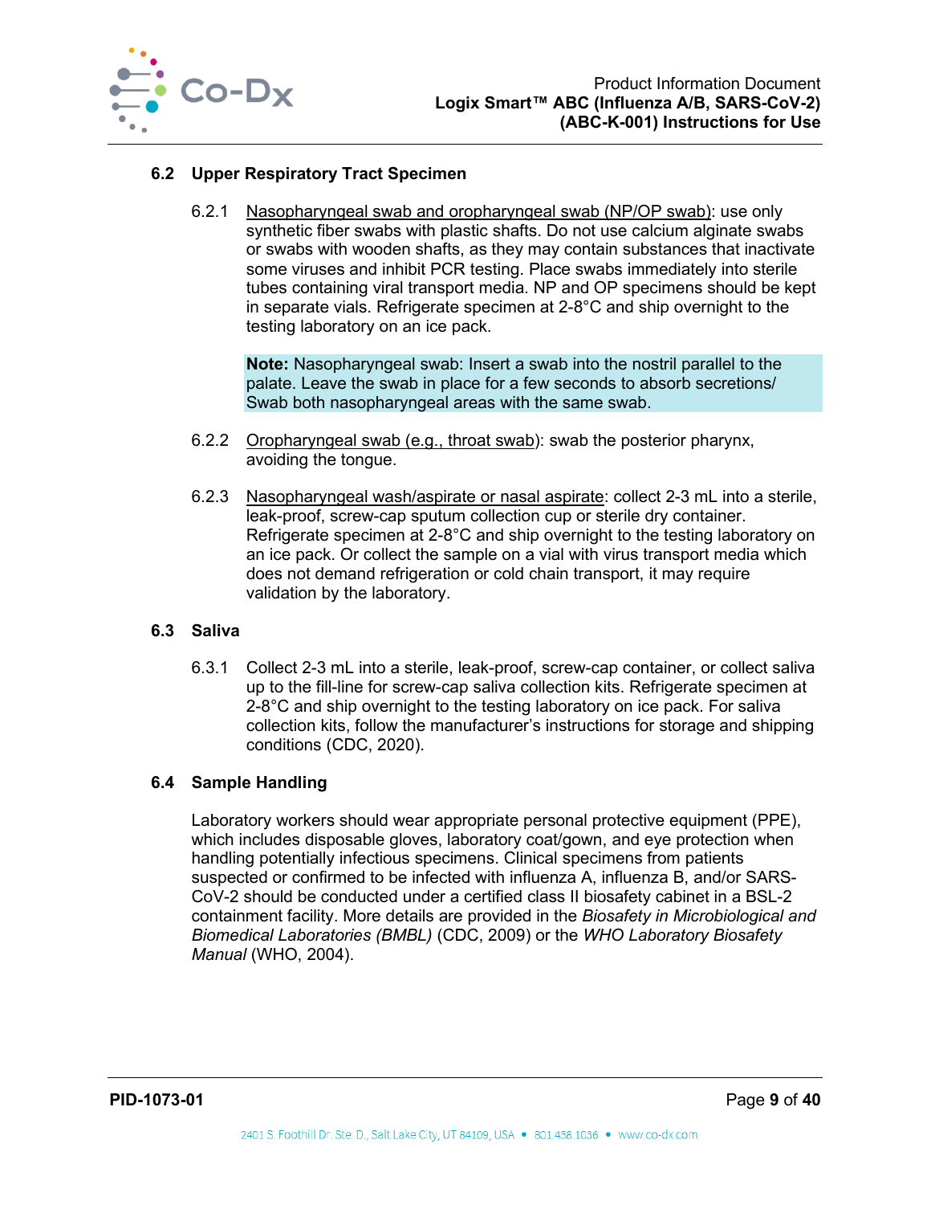### 6.2 Upper Respiratory Tract Specimen

6.2.1 Nasopharyngeal swab and oropharyngeal swab (NP/OP swab): use only synthetic fiber swabs with plastic shafts. Do not use calcium alginate swabs or swabs with wooden shafts, as they may contain substances that inactivate some viruses and inhibit PCR testing. Place swabs immediately into sterile tubes containing viral transport media. NP and OP specimens should be kept in separate vials. Refrigerate specimen at 2-8°C and ship overnight to the testing laboratory on an ice pack.

> **Note:** Nasopharyngeal swab: Insert a swab into the nostril parallel to the palate. Leave the swab in place for a few seconds to absorb secretions/ Swab both nasopharyngeal areas with the same swab.

6.2.2 Oropharyngeal swab (e.g., throat swab): swab the posterior pharynx, avoiding the tongue.

6.2.3 Nasopharyngeal wash/aspirate or nasal aspirate: collect 2-3 mL into a sterile, leak-proof, screw-cap sputum collection cup or sterile dry container. Refrigerate specimen at 2-8°C and ship overnight to the testing laboratory on an ice pack. Or collect the sample on a vial with virus transport media which does not demand refrigeration or cold chain transport, it may require validation by the laboratory.

### 6.3 Saliva

6.3.1 Collect 2-3 mL into a sterile, leak-proof, screw-cap container, or collect saliva up to the fill-line for screw-cap saliva collection kits. Refrigerate specimen at 2-8°C and ship overnight to the testing laboratory on ice pack. For saliva collection kits, follow the manufacturer's instructions for storage and shipping conditions (CDC, 2020).

### 6.4 Sample Handling

Laboratory workers should wear appropriate personal protective equipment (PPE), which includes disposable gloves, laboratory coat/gown, and eye protection when handling potentially infectious specimens. Clinical specimens from patients suspected or confirmed to be infected with influenza A, influenza B, and/or SARS-CoV-2 should be conducted under a certified class II biosafety cabinet in a BSL-2 containment facility. More details are provided in the *Biosafety in Microbiological and Biomedical Laboratories (BMBL)* (CDC, 2009) or the *WHO Laboratory Biosafety Manual* (WHO, 2004).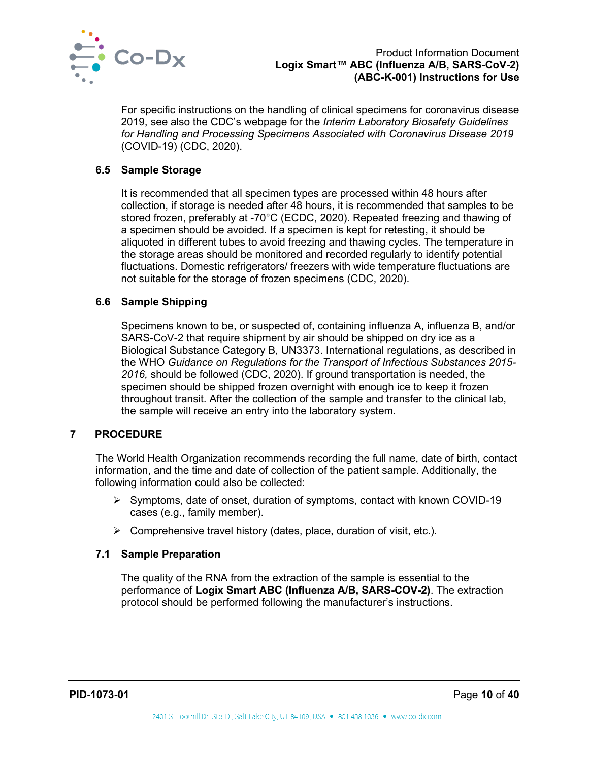For specific instructions on the handling of clinical specimens for coronavirus disease 2019, see also the CDC's webpage for the *Interim Laboratory Biosafety Guidelines for Handling and Processing Specimens Associated with Coronavirus Disease 2019* (COVID-19) (CDC, 2020).

### 6.5 Sample Storage

It is recommended that all specimen types are processed within 48 hours after collection, if storage is needed after 48 hours, it is recommended that samples to be stored frozen, preferably at -70°C (ECDC, 2020). Repeated freezing and thawing of a specimen should be avoided. If a specimen is kept for retesting, it should be aliquoted in different tubes to avoid freezing and thawing cycles. The temperature in the storage areas should be monitored and recorded regularly to identify potential fluctuations. Domestic refrigerators/ freezers with wide temperature fluctuations are not suitable for the storage of frozen specimens (CDC, 2020).

### 6.6 Sample Shipping

Specimens known to be, or suspected of, containing influenza A, influenza B, and/or SARS-CoV-2 that require shipment by air should be shipped on dry ice as a Biological Substance Category B, UN3373. International regulations, as described in the WHO *Guidance on Regulations for the Transport of Infectious Substances 2015-2016,* should be followed (CDC, 2020). If ground transportation is needed, the specimen should be shipped frozen overnight with enough ice to keep it frozen throughout transit. After the collection of the sample and transfer to the clinical lab, the sample will receive an entry into the laboratory system.

## 7 PROCEDURE

The World Health Organization recommends recording the full name, date of birth, contact information, and the time and date of collection of the patient sample. Additionally, the following information could also be collected:

- Symptoms, date of onset, duration of symptoms, contact with known COVID-19 cases (e.g., family member).
- Comprehensive travel history (dates, place, duration of visit, etc.).

### 7.1 Sample Preparation

The quality of the RNA from the extraction of the sample is essential to the performance of **Logix Smart ABC (Influenza A/B, SARS-COV-2)**. The extraction protocol should be performed following the manufacturer's instructions.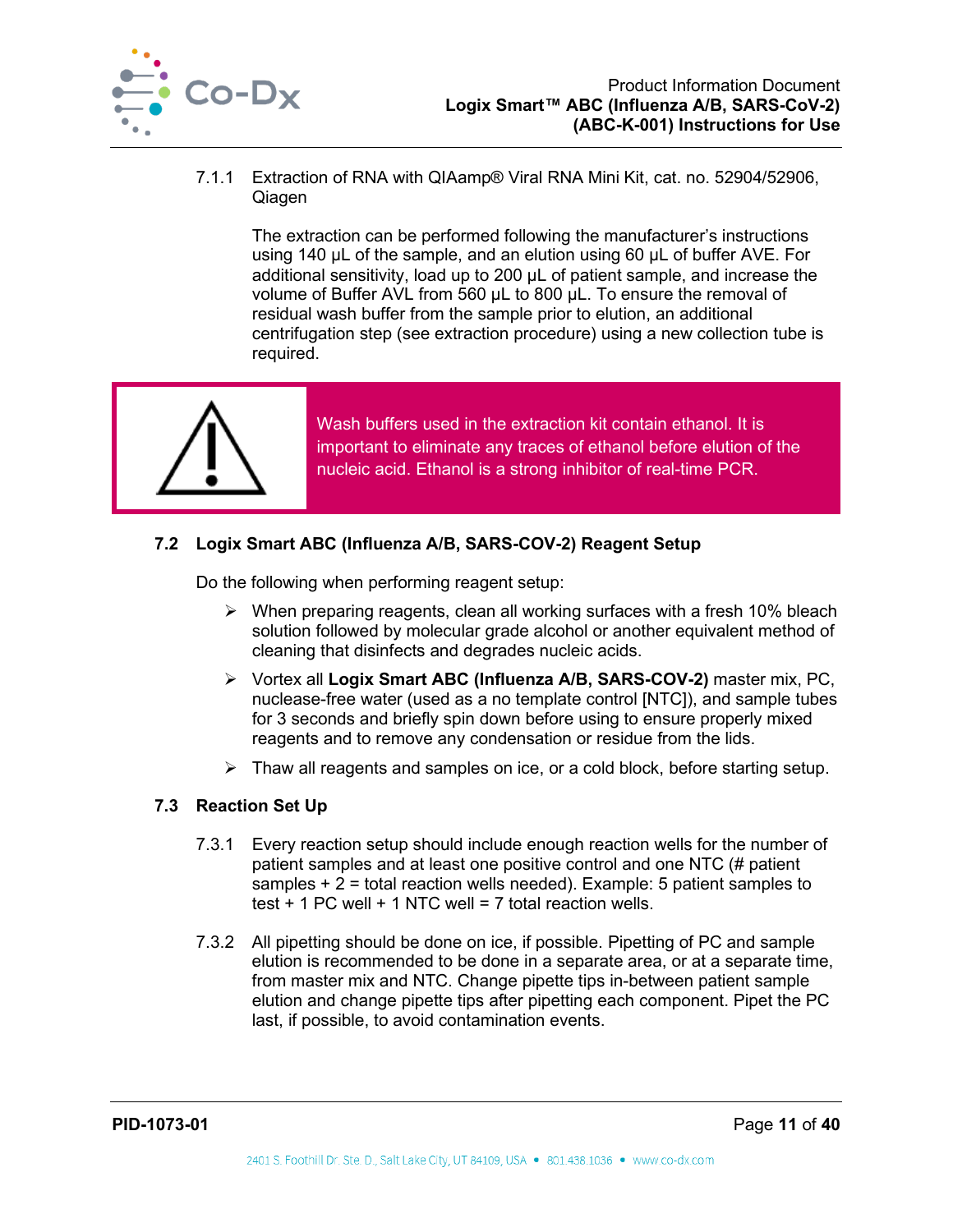7.1.1 Extraction of RNA with QIAamp® Viral RNA Mini Kit, cat. no. 52904/52906, Qiagen

The extraction can be performed following the manufacturer's instructions using 140 µL of the sample, and an elution using 60 µL of buffer AVE. For additional sensitivity, load up to 200 µL of patient sample, and increase the volume of Buffer AVL from 560 µL to 800 µL. To ensure the removal of residual wash buffer from the sample prior to elution, an additional centrifugation step (see extraction procedure) using a new collection tube is required.

> ⚠ Wash buffers used in the extraction kit contain ethanol. It is important to eliminate any traces of ethanol before elution of the nucleic acid. Ethanol is a strong inhibitor of real-time PCR.

### 7.2 Logix Smart ABC (Influenza A/B, SARS-COV-2) Reagent Setup

Do the following when performing reagent setup:

- When preparing reagents, clean all working surfaces with a fresh 10% bleach solution followed by molecular grade alcohol or another equivalent method of cleaning that disinfects and degrades nucleic acids.
- Vortex all **Logix Smart ABC (Influenza A/B, SARS-COV-2)** master mix, PC, nuclease-free water (used as a no template control [NTC]), and sample tubes for 3 seconds and briefly spin down before using to ensure properly mixed reagents and to remove any condensation or residue from the lids.
- Thaw all reagents and samples on ice, or a cold block, before starting setup.

### 7.3 Reaction Set Up

7.3.1 Every reaction setup should include enough reaction wells for the number of patient samples and at least one positive control and one NTC (# patient samples + 2 = total reaction wells needed). Example: 5 patient samples to test + 1 PC well + 1 NTC well = 7 total reaction wells.

7.3.2 All pipetting should be done on ice, if possible. Pipetting of PC and sample elution is recommended to be done in a separate area, or at a separate time, from master mix and NTC. Change pipette tips in-between patient sample elution and change pipette tips after pipetting each component. Pipet the PC last, if possible, to avoid contamination events.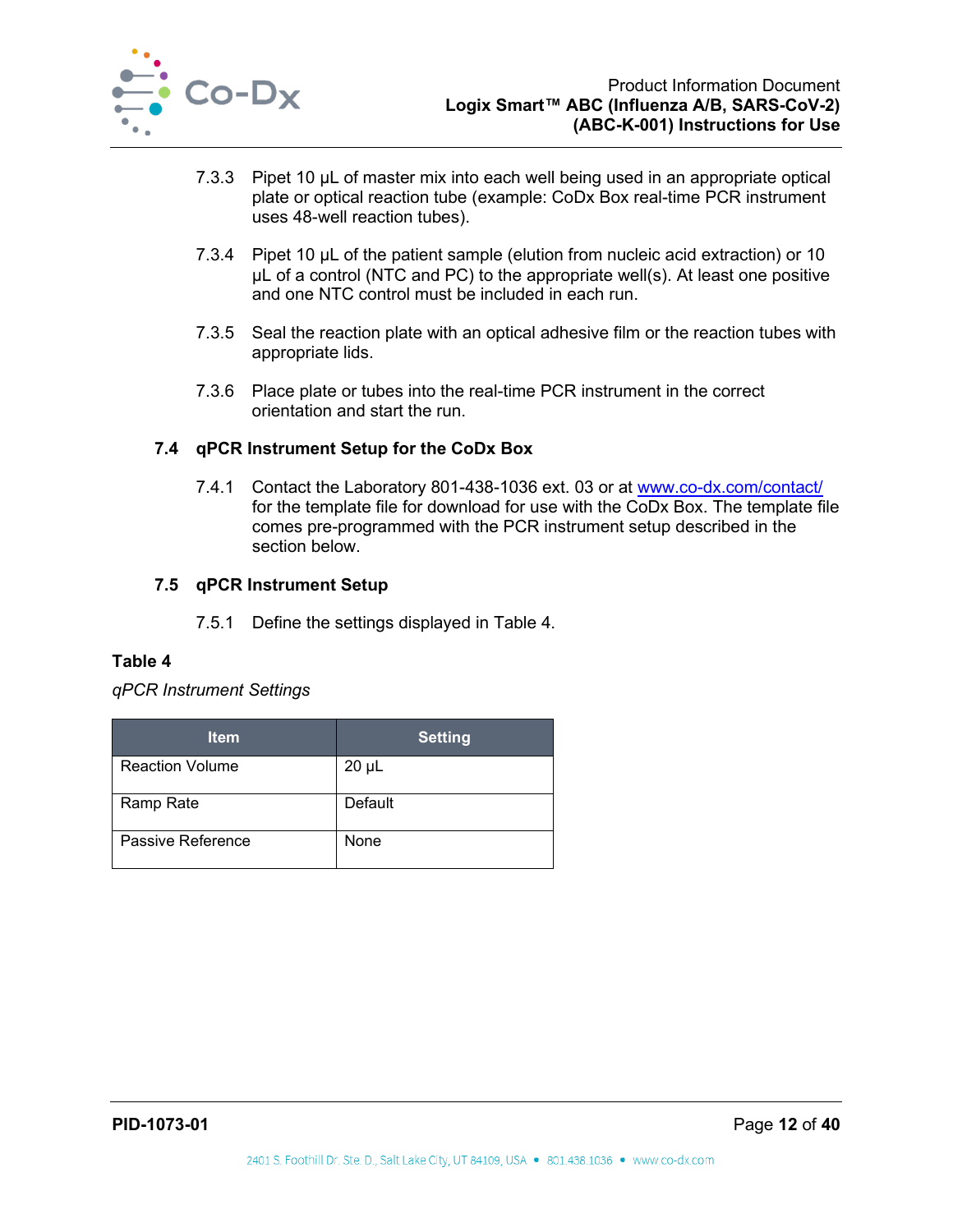7.3.3 Pipet 10 µL of master mix into each well being used in an appropriate optical plate or optical reaction tube (example: CoDx Box real-time PCR instrument uses 48-well reaction tubes).

7.3.4 Pipet 10 µL of the patient sample (elution from nucleic acid extraction) or 10 µL of a control (NTC and PC) to the appropriate well(s). At least one positive and one NTC control must be included in each run.

7.3.5 Seal the reaction plate with an optical adhesive film or the reaction tubes with appropriate lids.

7.3.6 Place plate or tubes into the real-time PCR instrument in the correct orientation and start the run.

## 7.4 qPCR Instrument Setup for the CoDx Box

7.4.1 Contact the Laboratory 801-438-1036 ext. 03 or at [www.co-dx.com/contact/](www.co-dx.com/contact/) for the template file for download for use with the CoDx Box. The template file comes pre-programmed with the PCR instrument setup described in the section below.

## 7.5 qPCR Instrument Setup

7.5.1 Define the settings displayed in Table 4.

**Table 4**

*qPCR Instrument Settings*

| Item | Setting |
|---|---|
| Reaction Volume | 20 µL |
| Ramp Rate | Default |
| Passive Reference | None |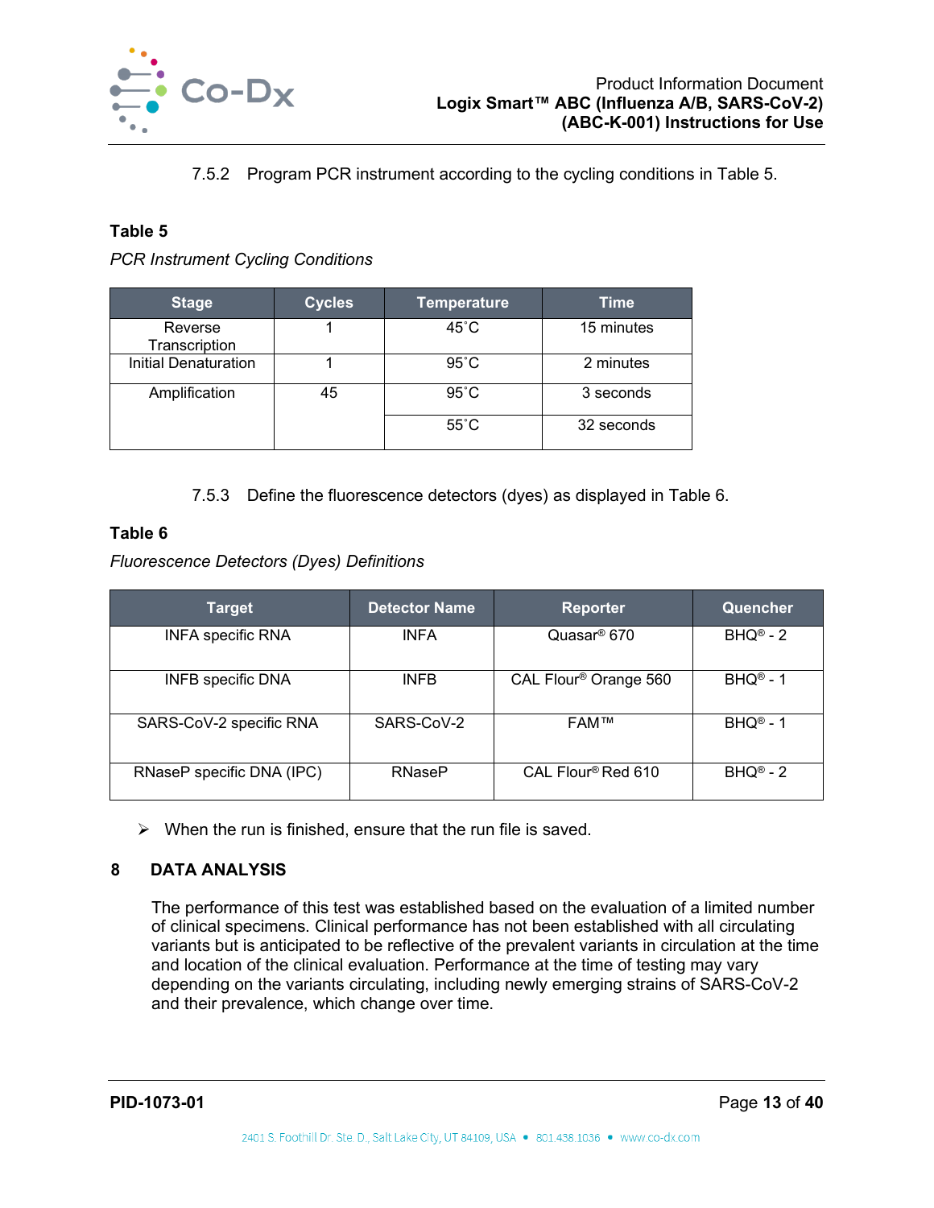7.5.2 Program PCR instrument according to the cycling conditions in Table 5.

**Table 5**

*PCR Instrument Cycling Conditions*

| Stage | Cycles | Temperature | Time |
|---|---|---|---|
| Reverse Transcription | 1 | 45˚C | 15 minutes |
| Initial Denaturation | 1 | 95˚C | 2 minutes |
| Amplification | 45 | 95˚C | 3 seconds |
| | | 55˚C | 32 seconds |

7.5.3 Define the fluorescence detectors (dyes) as displayed in Table 6.

**Table 6**

*Fluorescence Detectors (Dyes) Definitions*

| Target | Detector Name | Reporter | Quencher |
|---|---|---|---|
| INFA specific RNA | INFA | Quasar® 670 | BHQ® - 2 |
| INFB specific DNA | INFB | CAL Flour® Orange 560 | BHQ® - 1 |
| SARS-CoV-2 specific RNA | SARS-CoV-2 | FAM™ | BHQ® - 1 |
| RNaseP specific DNA (IPC) | RNaseP | CAL Flour® Red 610 | BHQ® - 2 |

- When the run is finished, ensure that the run file is saved.

## 8 DATA ANALYSIS

The performance of this test was established based on the evaluation of a limited number of clinical specimens. Clinical performance has not been established with all circulating variants but is anticipated to be reflective of the prevalent variants in circulation at the time and location of the clinical evaluation. Performance at the time of testing may vary depending on the variants circulating, including newly emerging strains of SARS-CoV-2 and their prevalence, which change over time.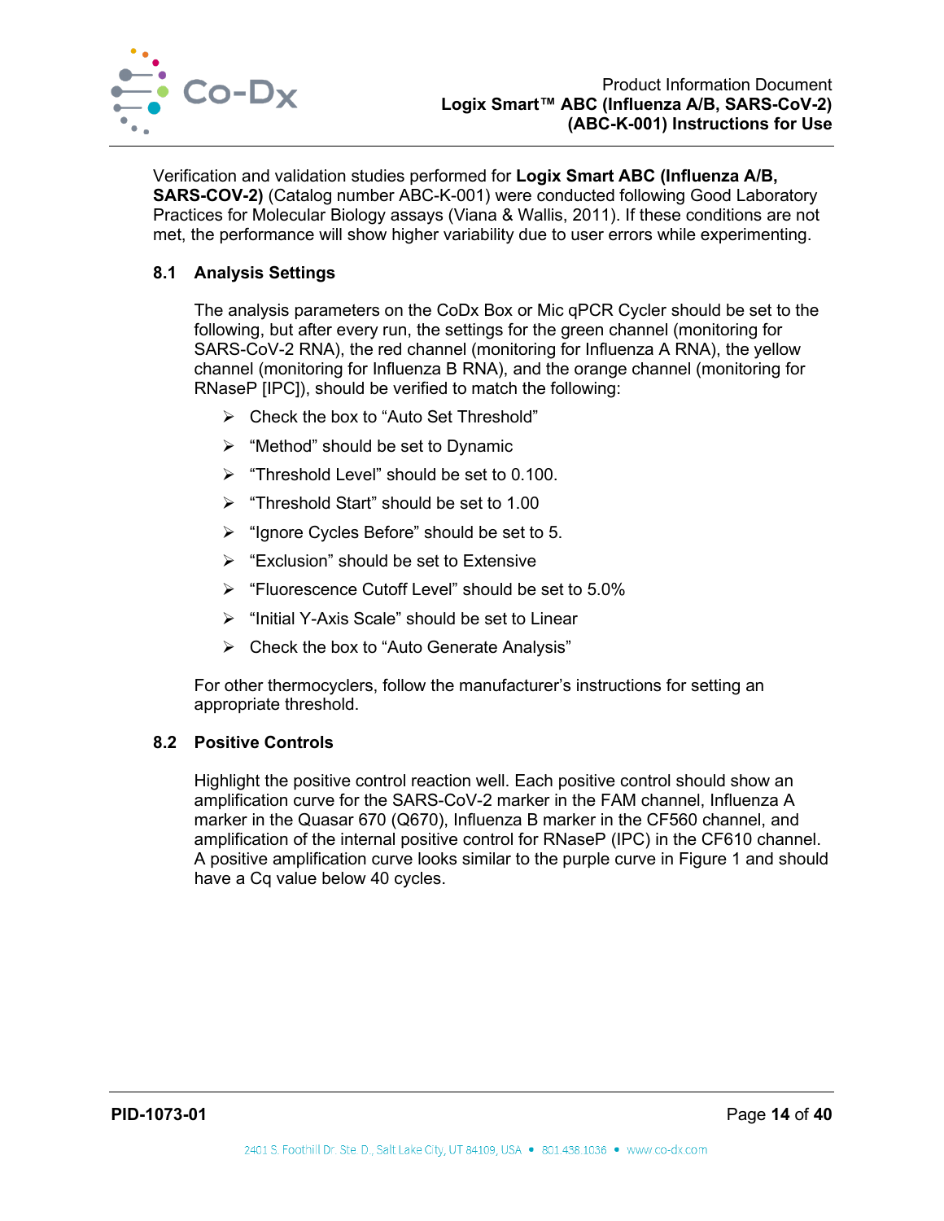Verification and validation studies performed for **Logix Smart ABC (Influenza A/B, SARS-COV-2)** (Catalog number ABC-K-001) were conducted following Good Laboratory Practices for Molecular Biology assays (Viana & Wallis, 2011). If these conditions are not met, the performance will show higher variability due to user errors while experimenting.

### 8.1 Analysis Settings

The analysis parameters on the CoDx Box or Mic qPCR Cycler should be set to the following, but after every run, the settings for the green channel (monitoring for SARS-CoV-2 RNA), the red channel (monitoring for Influenza A RNA), the yellow channel (monitoring for Influenza B RNA), and the orange channel (monitoring for RNaseP [IPC]), should be verified to match the following:

- Check the box to “Auto Set Threshold”
- “Method” should be set to Dynamic
- “Threshold Level” should be set to 0.100.
- “Threshold Start” should be set to 1.00
- “Ignore Cycles Before” should be set to 5.
- “Exclusion” should be set to Extensive
- “Fluorescence Cutoff Level” should be set to 5.0%
- “Initial Y-Axis Scale” should be set to Linear
- Check the box to “Auto Generate Analysis”

For other thermocyclers, follow the manufacturer’s instructions for setting an appropriate threshold.

### 8.2 Positive Controls

Highlight the positive control reaction well. Each positive control should show an amplification curve for the SARS-CoV-2 marker in the FAM channel, Influenza A marker in the Quasar 670 (Q670), Influenza B marker in the CF560 channel, and amplification of the internal positive control for RNaseP (IPC) in the CF610 channel. A positive amplification curve looks similar to the purple curve in Figure 1 and should have a Cq value below 40 cycles.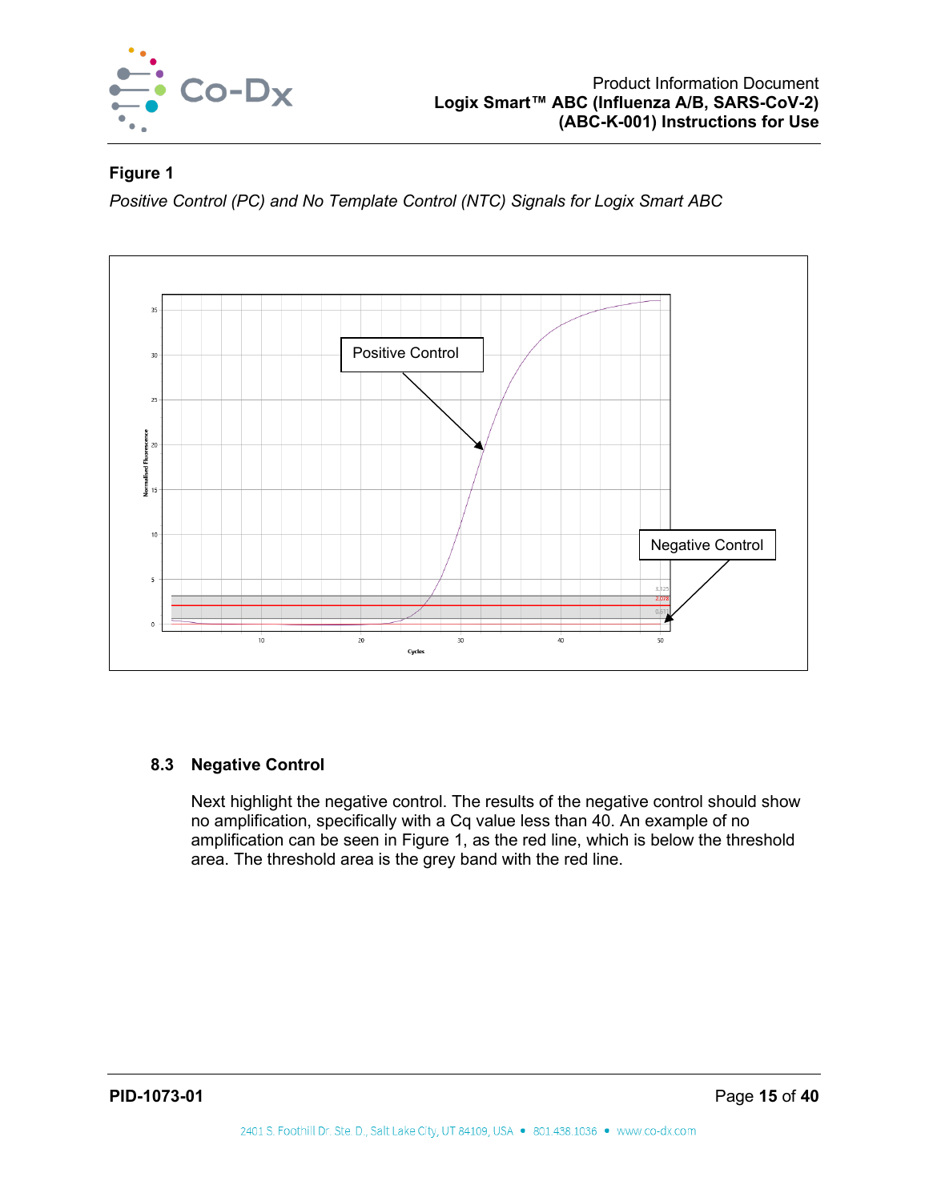**Figure 1**

*Positive Control (PC) and No Template Control (NTC) Signals for Logix Smart ABC*

### 8.3 Negative Control

Next highlight the negative control. The results of the negative control should show no amplification, specifically with a Cq value less than 40. An example of no amplification can be seen in Figure 1, as the red line, which is below the threshold area. The threshold area is the grey band with the red line.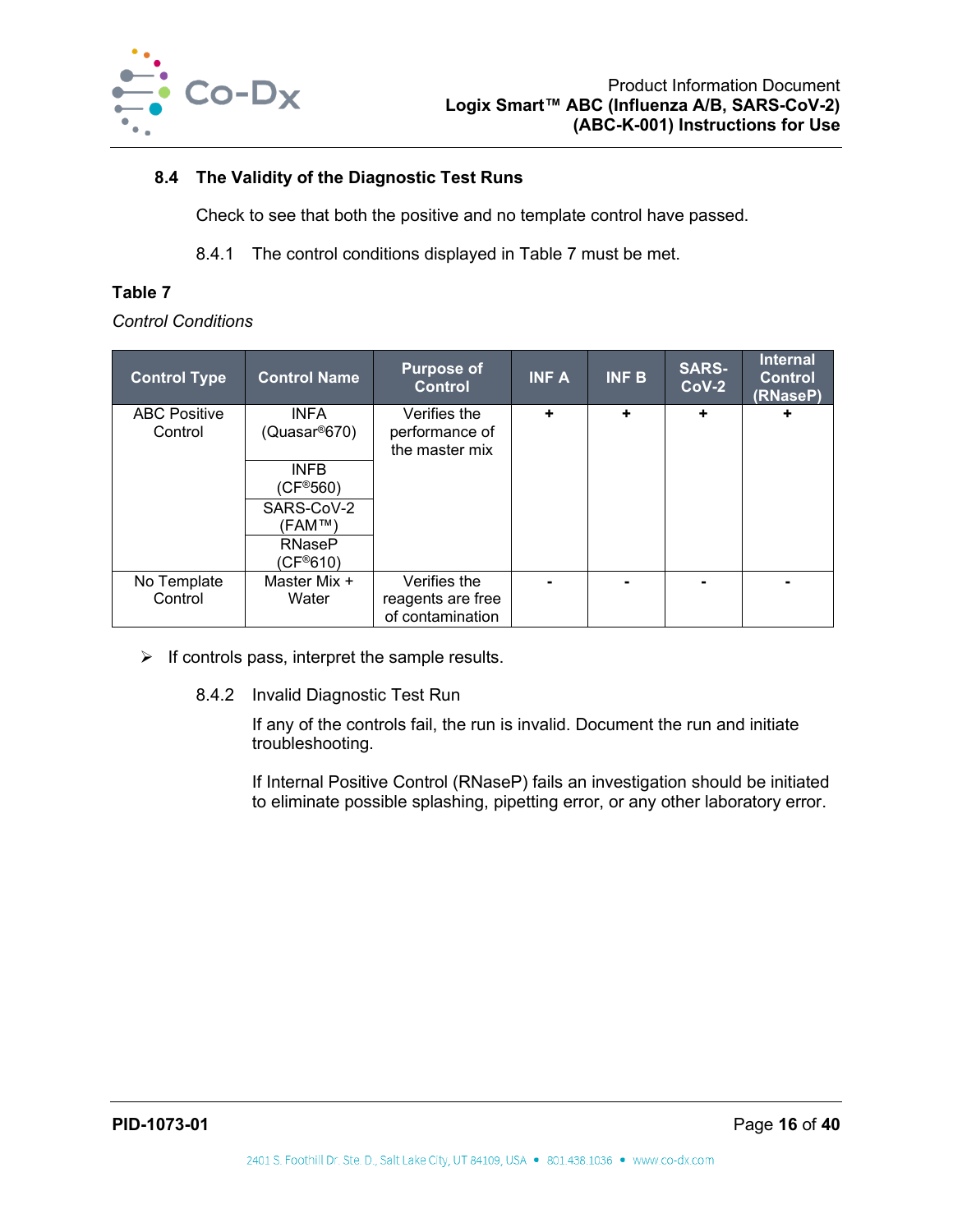### 8.4 The Validity of the Diagnostic Test Runs

Check to see that both the positive and no template control have passed.

8.4.1 The control conditions displayed in Table 7 must be met.

**Table 7**

*Control Conditions*

| Control Type | Control Name | Purpose of Control | INF A | INF B | SARS-CoV-2 | Internal Control (RNaseP) |
|---|---|---|---|---|---|---|
| ABC Positive Control | INFA (Quasar®670) | Verifies the performance of the master mix | + | + | + | + |
| | INFB (CF®560) | | | | | |
| | SARS-CoV-2 (FAM™) | | | | | |
| | RNaseP (CF®610) | | | | | |
| No Template Control | Master Mix + Water | Verifies the reagents are free of contamination | - | - | - | - |

➢ If controls pass, interpret the sample results.

8.4.2 Invalid Diagnostic Test Run

If any of the controls fail, the run is invalid. Document the run and initiate troubleshooting.

If Internal Positive Control (RNaseP) fails an investigation should be initiated to eliminate possible splashing, pipetting error, or any other laboratory error.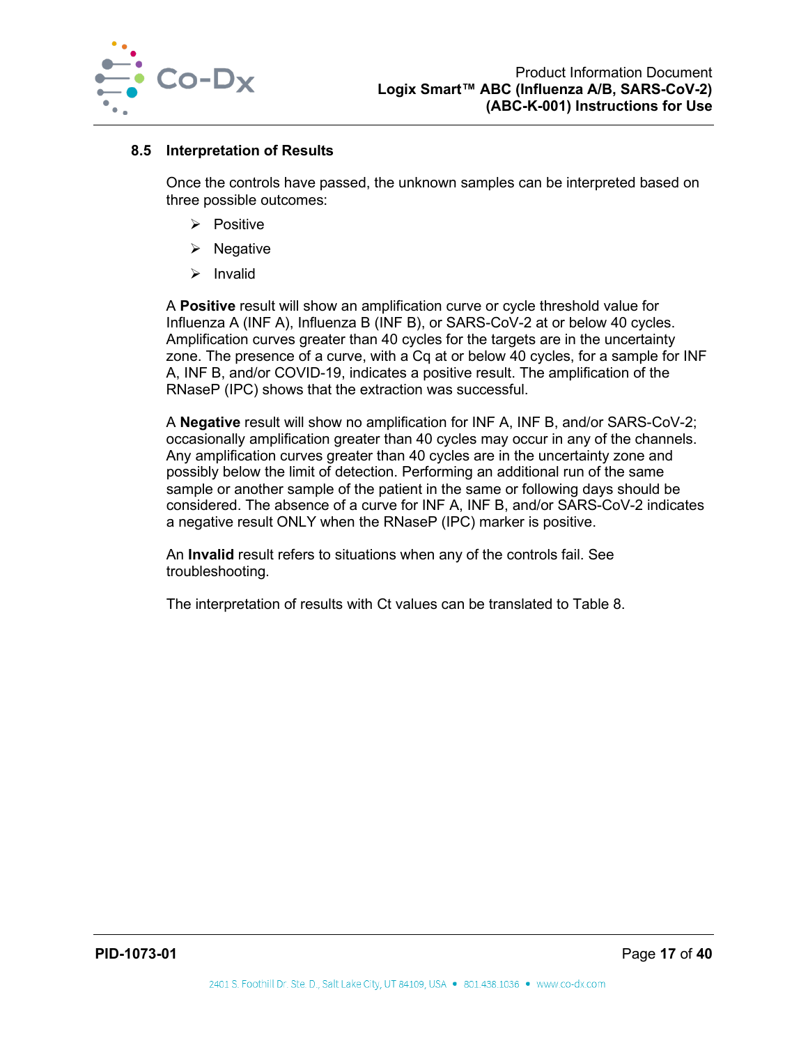## 8.5 Interpretation of Results

Once the controls have passed, the unknown samples can be interpreted based on three possible outcomes:

- Positive
- Negative
- Invalid

A **Positive** result will show an amplification curve or cycle threshold value for Influenza A (INF A), Influenza B (INF B), or SARS-CoV-2 at or below 40 cycles. Amplification curves greater than 40 cycles for the targets are in the uncertainty zone. The presence of a curve, with a Cq at or below 40 cycles, for a sample for INF A, INF B, and/or COVID-19, indicates a positive result. The amplification of the RNaseP (IPC) shows that the extraction was successful.

A **Negative** result will show no amplification for INF A, INF B, and/or SARS-CoV-2; occasionally amplification greater than 40 cycles may occur in any of the channels. Any amplification curves greater than 40 cycles are in the uncertainty zone and possibly below the limit of detection. Performing an additional run of the same sample or another sample of the patient in the same or following days should be considered. The absence of a curve for INF A, INF B, and/or SARS-CoV-2 indicates a negative result ONLY when the RNaseP (IPC) marker is positive.

An **Invalid** result refers to situations when any of the controls fail. See troubleshooting.

The interpretation of results with Ct values can be translated to Table 8.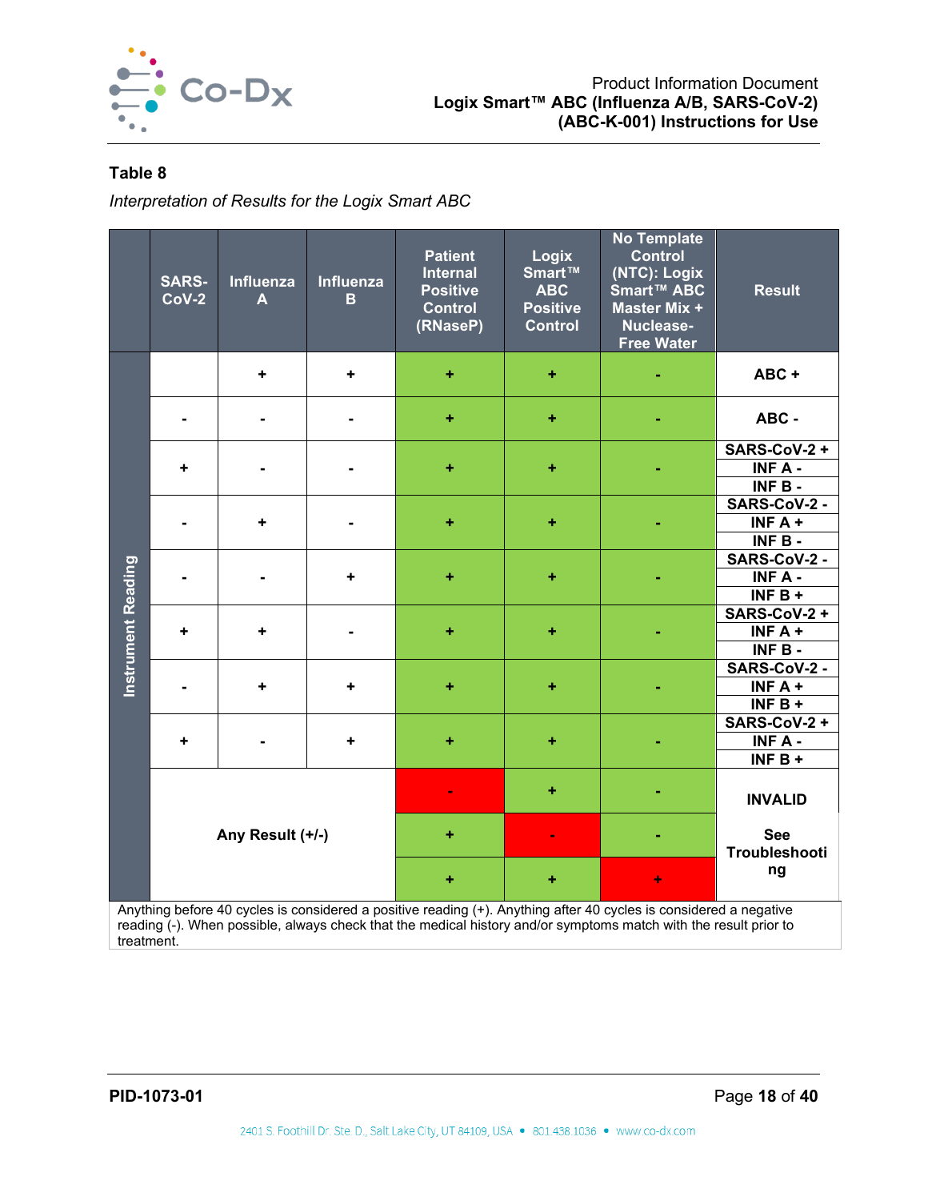**Table 8**

*Interpretation of Results for the Logix Smart ABC*

| | SARS-CoV-2 | Influenza A | Influenza B | Patient Internal Positive Control (RNaseP) | Logix Smart™ ABC Positive Control | No Template Control (NTC): Logix Smart™ ABC Master Mix + Nuclease-Free Water | Result |
|---|---|---|---|---|---|---|---|
| Instrument Reading | | + | + | + | + | - | ABC + |
| | - | - | - | + | + | - | ABC - |
| | + | - | - | + | + | - | SARS-CoV-2 + INF A - INF B - |
| | - | + | - | + | + | - | SARS-CoV-2 - INF A + INF B - |
| | - | - | + | + | + | - | SARS-CoV-2 - INF A - INF B + |
| | + | + | - | + | + | - | SARS-CoV-2 + INF A + INF B - |
| | - | + | + | + | + | - | SARS-CoV-2 - INF A + INF B + |
| | + | - | + | + | + | - | SARS-CoV-2 + INF A - INF B + |
| | Any Result (+/-) | | | - | + | - | INVALID See Troubleshooting |
| | | | | + | - | - | |
| | | | | + | + | + | |

Anything before 40 cycles is considered a positive reading (+). Anything after 40 cycles is considered a negative reading (-). When possible, always check that the medical history and/or symptoms match with the result prior to treatment.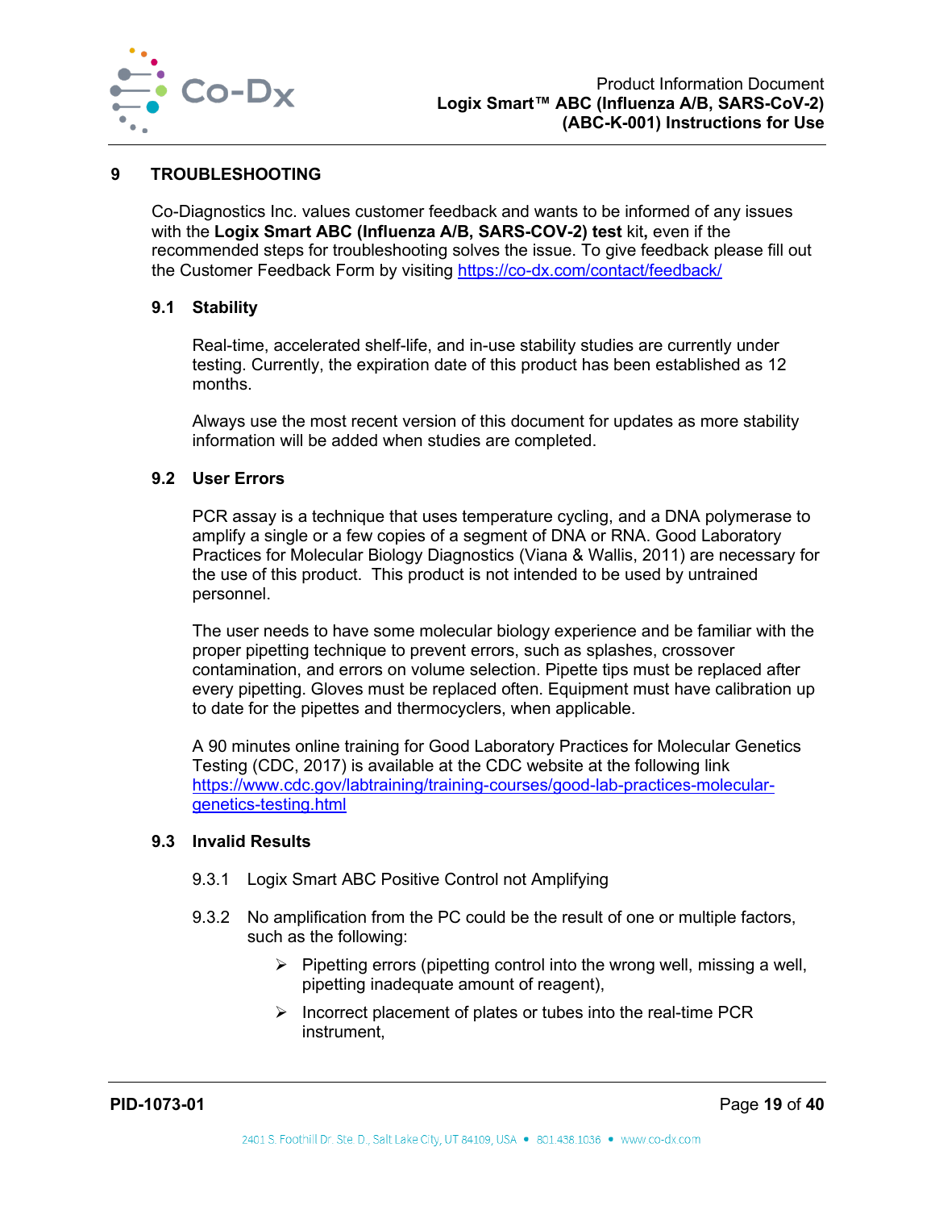# 9 TROUBLESHOOTING

Co-Diagnostics Inc. values customer feedback and wants to be informed of any issues with the **Logix Smart ABC (Influenza A/B, SARS-COV-2) test** kit**,** even if the recommended steps for troubleshooting solves the issue. To give feedback please fill out the Customer Feedback Form by visiting https://co-dx.com/contact/feedback/

## 9.1 Stability

Real-time, accelerated shelf-life, and in-use stability studies are currently under testing. Currently, the expiration date of this product has been established as 12 months.

Always use the most recent version of this document for updates as more stability information will be added when studies are completed.

## 9.2 User Errors

PCR assay is a technique that uses temperature cycling, and a DNA polymerase to amplify a single or a few copies of a segment of DNA or RNA. Good Laboratory Practices for Molecular Biology Diagnostics (Viana & Wallis, 2011) are necessary for the use of this product. This product is not intended to be used by untrained personnel.

The user needs to have some molecular biology experience and be familiar with the proper pipetting technique to prevent errors, such as splashes, crossover contamination, and errors on volume selection. Pipette tips must be replaced after every pipetting. Gloves must be replaced often. Equipment must have calibration up to date for the pipettes and thermocyclers, when applicable.

A 90 minutes online training for Good Laboratory Practices for Molecular Genetics Testing (CDC, 2017) is available at the CDC website at the following link https://www.cdc.gov/labtraining/training-courses/good-lab-practices-molecular-genetics-testing.html

## 9.3 Invalid Results

9.3.1 Logix Smart ABC Positive Control not Amplifying

9.3.2 No amplification from the PC could be the result of one or multiple factors, such as the following:

- Pipetting errors (pipetting control into the wrong well, missing a well, pipetting inadequate amount of reagent),
- Incorrect placement of plates or tubes into the real-time PCR instrument,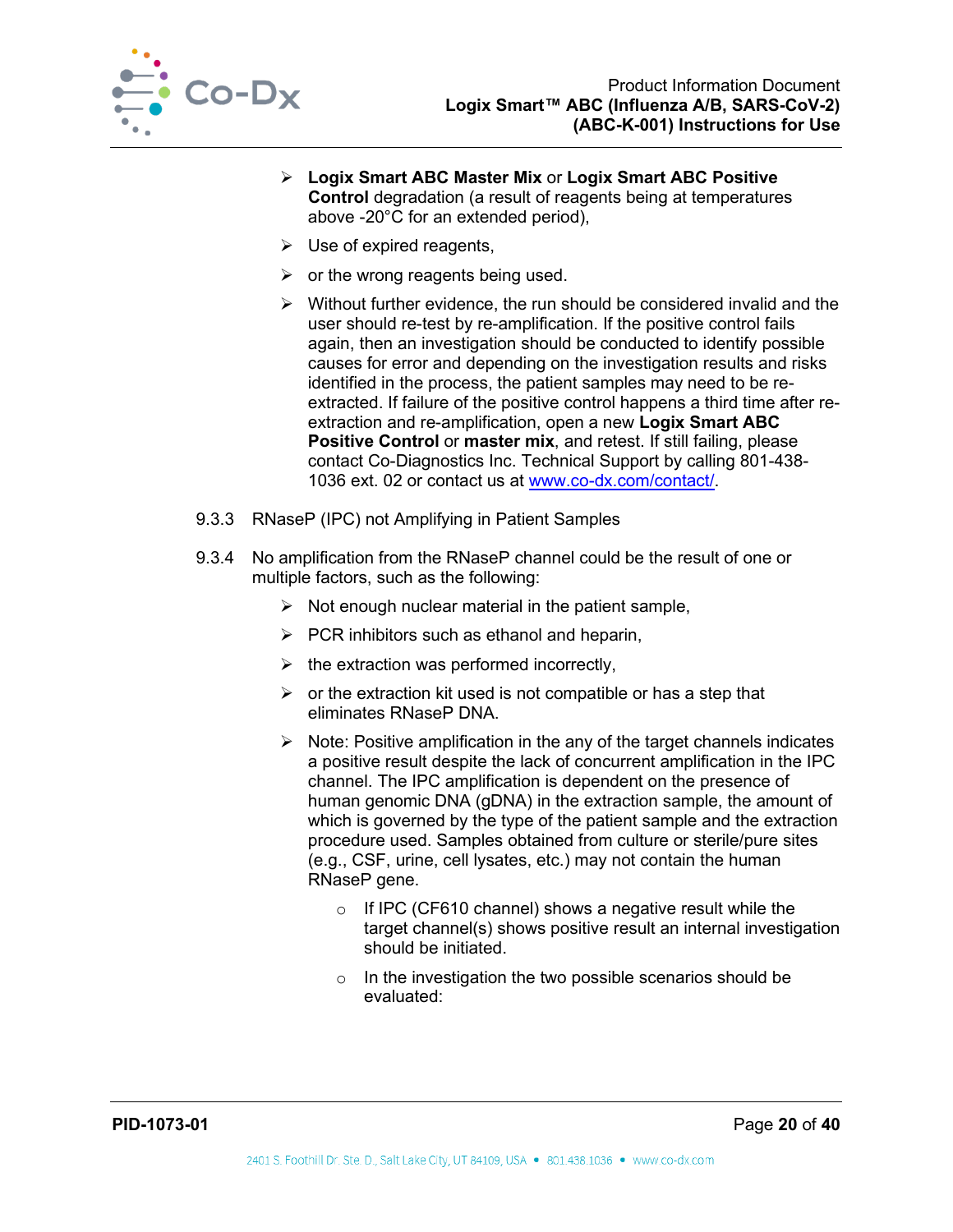- **Logix Smart ABC Master Mix** or **Logix Smart ABC Positive Control** degradation (a result of reagents being at temperatures above -20°C for an extended period),
- Use of expired reagents,
- or the wrong reagents being used.
- Without further evidence, the run should be considered invalid and the user should re-test by re-amplification. If the positive control fails again, then an investigation should be conducted to identify possible causes for error and depending on the investigation results and risks identified in the process, the patient samples may need to be re-extracted. If failure of the positive control happens a third time after re-extraction and re-amplification, open a new **Logix Smart ABC Positive Control** or **master mix**, and retest. If still failing, please contact Co-Diagnostics Inc. Technical Support by calling 801-438-1036 ext. 02 or contact us at [www.co-dx.com/contact/](www.co-dx.com/contact/).

9.3.3 RNaseP (IPC) not Amplifying in Patient Samples

9.3.4 No amplification from the RNaseP channel could be the result of one or multiple factors, such as the following:

- Not enough nuclear material in the patient sample,
- PCR inhibitors such as ethanol and heparin,
- the extraction was performed incorrectly,
- or the extraction kit used is not compatible or has a step that eliminates RNaseP DNA.
- Note: Positive amplification in the any of the target channels indicates a positive result despite the lack of concurrent amplification in the IPC channel. The IPC amplification is dependent on the presence of human genomic DNA (gDNA) in the extraction sample, the amount of which is governed by the type of the patient sample and the extraction procedure used. Samples obtained from culture or sterile/pure sites (e.g., CSF, urine, cell lysates, etc.) may not contain the human RNaseP gene.
  - If IPC (CF610 channel) shows a negative result while the target channel(s) shows positive result an internal investigation should be initiated.
  - In the investigation the two possible scenarios should be evaluated: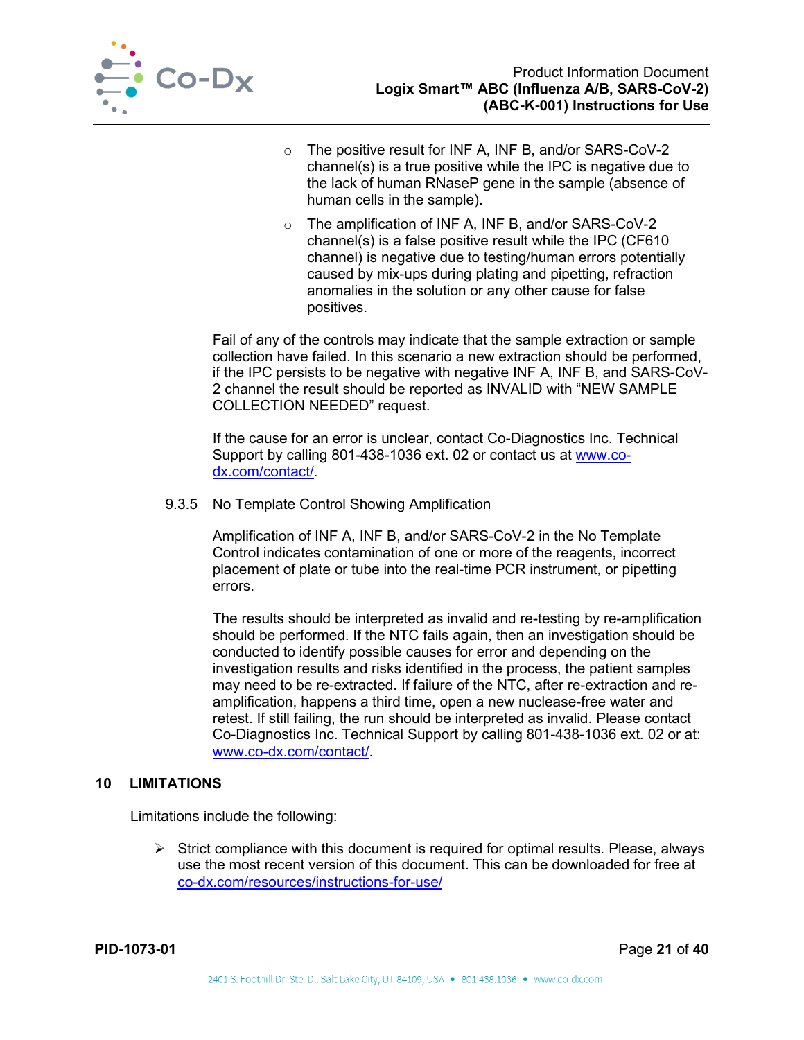- The positive result for INF A, INF B, and/or SARS-CoV-2 channel(s) is a true positive while the IPC is negative due to the lack of human RNaseP gene in the sample (absence of human cells in the sample).
- The amplification of INF A, INF B, and/or SARS-CoV-2 channel(s) is a false positive result while the IPC (CF610 channel) is negative due to testing/human errors potentially caused by mix-ups during plating and pipetting, refraction anomalies in the solution or any other cause for false positives.

Fail of any of the controls may indicate that the sample extraction or sample collection have failed. In this scenario a new extraction should be performed, if the IPC persists to be negative with negative INF A, INF B, and SARS-CoV-2 channel the result should be reported as INVALID with "NEW SAMPLE COLLECTION NEEDED" request.

If the cause for an error is unclear, contact Co-Diagnostics Inc. Technical Support by calling 801-438-1036 ext. 02 or contact us at [www.co-dx.com/contact/](www.co-dx.com/contact/).

#### 9.3.5 No Template Control Showing Amplification

Amplification of INF A, INF B, and/or SARS-CoV-2 in the No Template Control indicates contamination of one or more of the reagents, incorrect placement of plate or tube into the real-time PCR instrument, or pipetting errors.

The results should be interpreted as invalid and re-testing by re-amplification should be performed. If the NTC fails again, then an investigation should be conducted to identify possible causes for error and depending on the investigation results and risks identified in the process, the patient samples may need to be re-extracted. If failure of the NTC, after re-extraction and re-amplification, happens a third time, open a new nuclease-free water and retest. If still failing, the run should be interpreted as invalid. Please contact Co-Diagnostics Inc. Technical Support by calling 801-438-1036 ext. 02 or at: [www.co-dx.com/contact/](www.co-dx.com/contact/).

## 10 LIMITATIONS

Limitations include the following:

- Strict compliance with this document is required for optimal results. Please, always use the most recent version of this document. This can be downloaded for free at [co-dx.com/resources/instructions-for-use/](co-dx.com/resources/instructions-for-use/)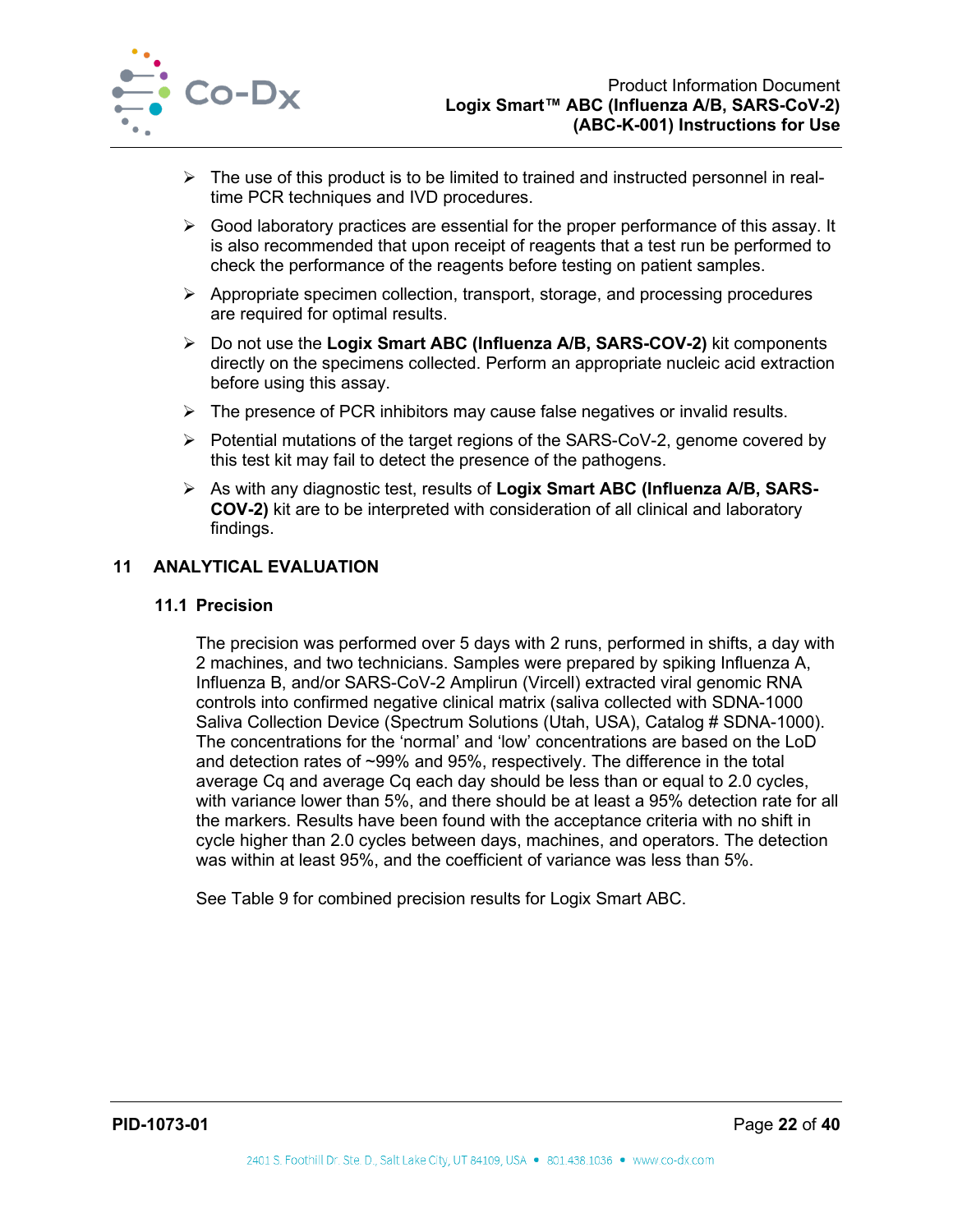- The use of this product is to be limited to trained and instructed personnel in real-time PCR techniques and IVD procedures.
- Good laboratory practices are essential for the proper performance of this assay. It is also recommended that upon receipt of reagents that a test run be performed to check the performance of the reagents before testing on patient samples.
- Appropriate specimen collection, transport, storage, and processing procedures are required for optimal results.
- Do not use the **Logix Smart ABC (Influenza A/B, SARS-COV-2)** kit components directly on the specimens collected. Perform an appropriate nucleic acid extraction before using this assay.
- The presence of PCR inhibitors may cause false negatives or invalid results.
- Potential mutations of the target regions of the SARS-CoV-2, genome covered by this test kit may fail to detect the presence of the pathogens.
- As with any diagnostic test, results of **Logix Smart ABC (Influenza A/B, SARS-COV-2)** kit are to be interpreted with consideration of all clinical and laboratory findings.

## 11 ANALYTICAL EVALUATION

### 11.1 Precision

The precision was performed over 5 days with 2 runs, performed in shifts, a day with 2 machines, and two technicians. Samples were prepared by spiking Influenza A, Influenza B, and/or SARS-CoV-2 Amplirun (Vircell) extracted viral genomic RNA controls into confirmed negative clinical matrix (saliva collected with SDNA-1000 Saliva Collection Device (Spectrum Solutions (Utah, USA), Catalog # SDNA-1000). The concentrations for the 'normal' and 'low' concentrations are based on the LoD and detection rates of ~99% and 95%, respectively. The difference in the total average Cq and average Cq each day should be less than or equal to 2.0 cycles, with variance lower than 5%, and there should be at least a 95% detection rate for all the markers. Results have been found with the acceptance criteria with no shift in cycle higher than 2.0 cycles between days, machines, and operators. The detection was within at least 95%, and the coefficient of variance was less than 5%.

See Table 9 for combined precision results for Logix Smart ABC.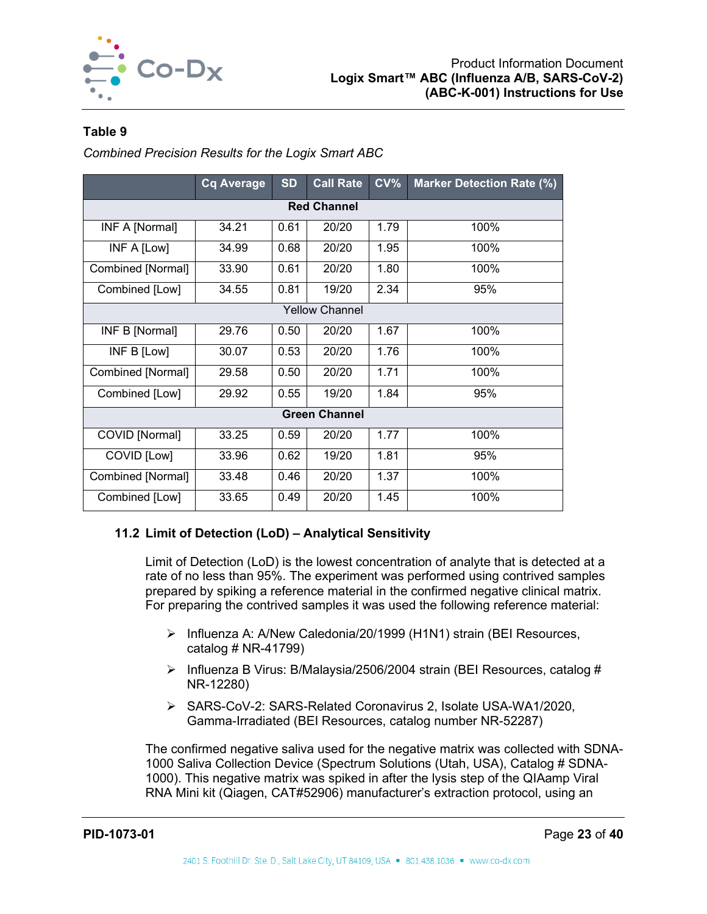**Table 9**

*Combined Precision Results for the Logix Smart ABC*

| | Cq Average | SD | Call Rate | CV% | Marker Detection Rate (%) |
|---|---|---|---|---|---|
| **Red Channel** | | | | | |
| INF A [Normal] | 34.21 | 0.61 | 20/20 | 1.79 | 100% |
| INF A [Low] | 34.99 | 0.68 | 20/20 | 1.95 | 100% |
| Combined [Normal] | 33.90 | 0.61 | 20/20 | 1.80 | 100% |
| Combined [Low] | 34.55 | 0.81 | 19/20 | 2.34 | 95% |
| Yellow Channel | | | | | |
| INF B [Normal] | 29.76 | 0.50 | 20/20 | 1.67 | 100% |
| INF B [Low] | 30.07 | 0.53 | 20/20 | 1.76 | 100% |
| Combined [Normal] | 29.58 | 0.50 | 20/20 | 1.71 | 100% |
| Combined [Low] | 29.92 | 0.55 | 19/20 | 1.84 | 95% |
| **Green Channel** | | | | | |
| COVID [Normal] | 33.25 | 0.59 | 20/20 | 1.77 | 100% |
| COVID [Low] | 33.96 | 0.62 | 19/20 | 1.81 | 95% |
| Combined [Normal] | 33.48 | 0.46 | 20/20 | 1.37 | 100% |
| Combined [Low] | 33.65 | 0.49 | 20/20 | 1.45 | 100% |

### 11.2 Limit of Detection (LoD) – Analytical Sensitivity

Limit of Detection (LoD) is the lowest concentration of analyte that is detected at a rate of no less than 95%. The experiment was performed using contrived samples prepared by spiking a reference material in the confirmed negative clinical matrix. For preparing the contrived samples it was used the following reference material:

- Influenza A: A/New Caledonia/20/1999 (H1N1) strain (BEI Resources, catalog # NR-41799)
- Influenza B Virus: B/Malaysia/2506/2004 strain (BEI Resources, catalog # NR-12280)
- SARS-CoV-2: SARS-Related Coronavirus 2, Isolate USA-WA1/2020, Gamma-Irradiated (BEI Resources, catalog number NR-52287)

The confirmed negative saliva used for the negative matrix was collected with SDNA-1000 Saliva Collection Device (Spectrum Solutions (Utah, USA), Catalog # SDNA-1000). This negative matrix was spiked in after the lysis step of the QIAamp Viral RNA Mini kit (Qiagen, CAT#52906) manufacturer's extraction protocol, using an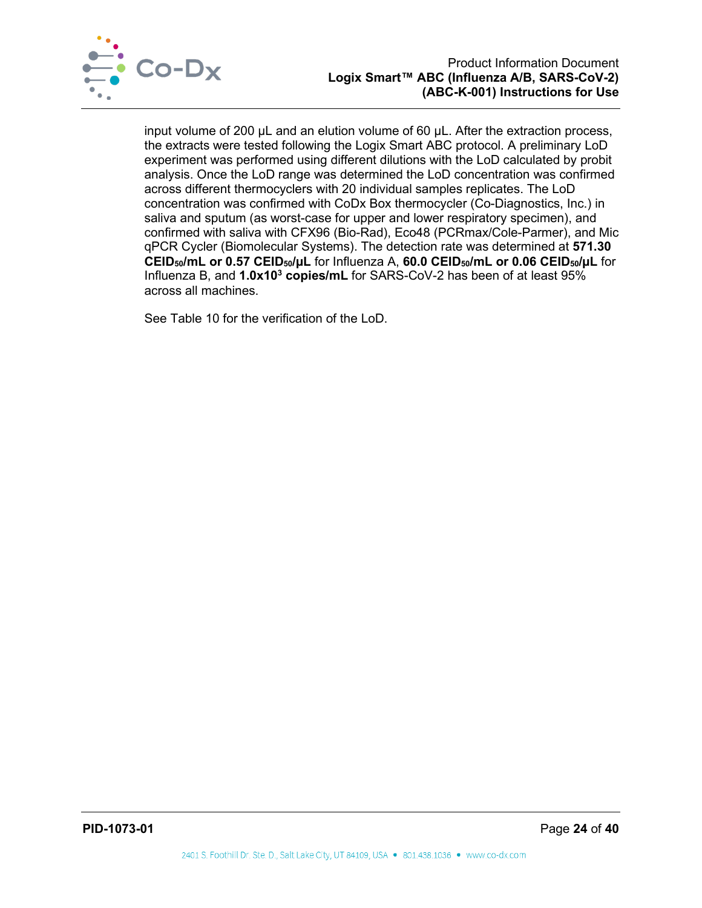input volume of 200 µL and an elution volume of 60 µL. After the extraction process, the extracts were tested following the Logix Smart ABC protocol. A preliminary LoD experiment was performed using different dilutions with the LoD calculated by probit analysis. Once the LoD range was determined the LoD concentration was confirmed across different thermocyclers with 20 individual samples replicates. The LoD concentration was confirmed with CoDx Box thermocycler (Co-Diagnostics, Inc.) in saliva and sputum (as worst-case for upper and lower respiratory specimen), and confirmed with saliva with CFX96 (Bio-Rad), Eco48 (PCRmax/Cole-Parmer), and Mic qPCR Cycler (Biomolecular Systems). The detection rate was determined at **571.30 $CEID_{50}$/mL or 0.57 $CEID_{50}$/µL** for Influenza A, **60.0 $CEID_{50}$/mL or 0.06 $CEID_{50}$/µL** for Influenza B, and **$1.0 \times 10^3$ copies/mL** for SARS-CoV-2 has been of at least 95% across all machines.

See Table 10 for the verification of the LoD.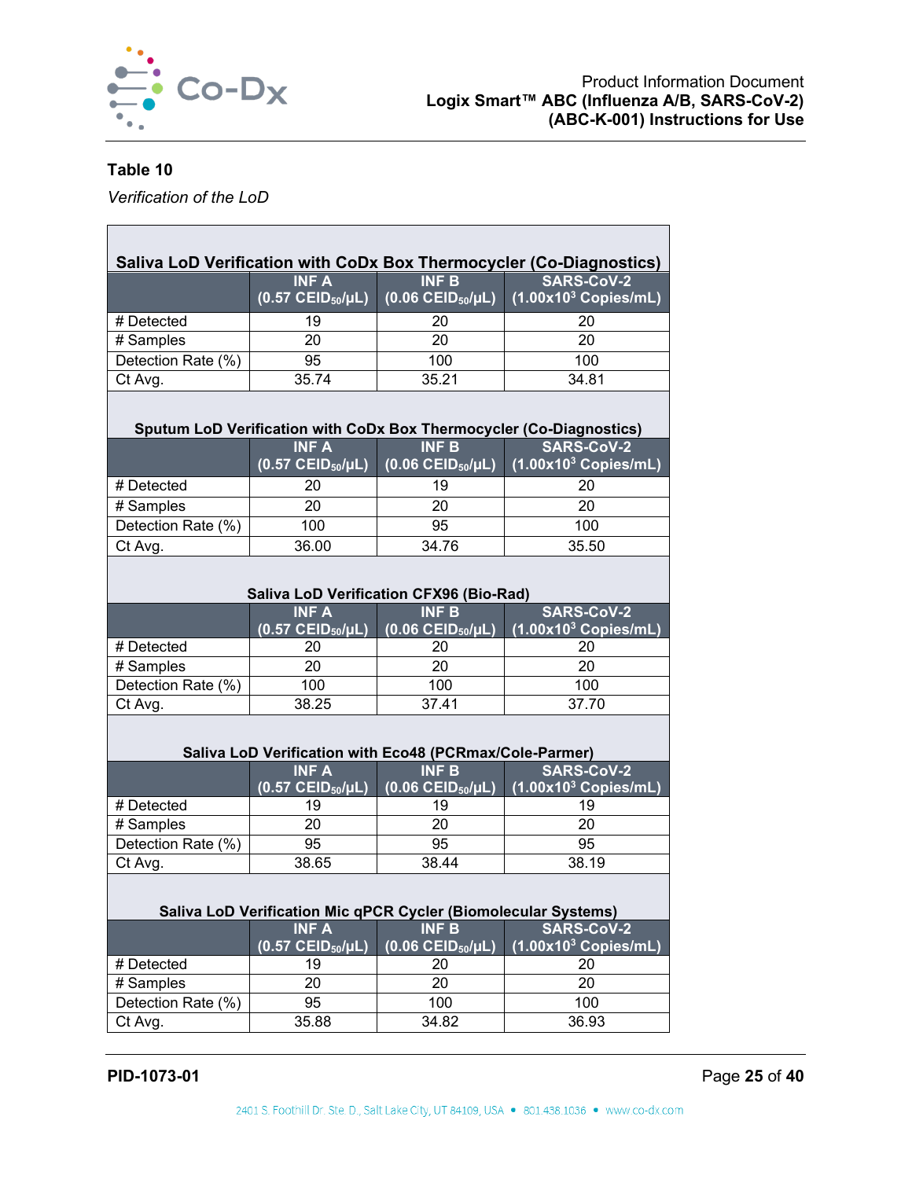**Table 10**

*Verification of the LoD*

| Saliva LoD Verification with CoDx Box Thermocycler (Co-Diagnostics) | | | |
|---|---|---|---|
| | INF A (0.57 $CEID_{50}$/µL) | INF B (0.06 $CEID_{50}$/µL) | SARS-CoV-2 ($1.00 \times 10^3$ Copies/mL) |
| # Detected | 19 | 20 | 20 |
| # Samples | 20 | 20 | 20 |
| Detection Rate (%) | 95 | 100 | 100 |
| Ct Avg. | 35.74 | 35.21 | 34.81 |

| Sputum LoD Verification with CoDx Box Thermocycler (Co-Diagnostics) | | | |
|---|---|---|---|
| | INF A (0.57 $CEID_{50}$/µL) | INF B (0.06 $CEID_{50}$/µL) | SARS-CoV-2 ($1.00 \times 10^3$ Copies/mL) |
| # Detected | 20 | 19 | 20 |
| # Samples | 20 | 20 | 20 |
| Detection Rate (%) | 100 | 95 | 100 |
| Ct Avg. | 36.00 | 34.76 | 35.50 |

| Saliva LoD Verification CFX96 (Bio-Rad) | | | |
|---|---|---|---|
| | INF A (0.57 $CEID_{50}$/µL) | INF B (0.06 $CEID_{50}$/µL) | SARS-CoV-2 ($1.00 \times 10^3$ Copies/mL) |
| # Detected | 20 | 20 | 20 |
| # Samples | 20 | 20 | 20 |
| Detection Rate (%) | 100 | 100 | 100 |
| Ct Avg. | 38.25 | 37.41 | 37.70 |

| Saliva LoD Verification with Eco48 (PCRmax/Cole-Parmer) | | | |
|---|---|---|---|
| | INF A (0.57 $CEID_{50}$/µL) | INF B (0.06 $CEID_{50}$/µL) | SARS-CoV-2 ($1.00 \times 10^3$ Copies/mL) |
| # Detected | 19 | 19 | 19 |
| # Samples | 20 | 20 | 20 |
| Detection Rate (%) | 95 | 95 | 95 |
| Ct Avg. | 38.65 | 38.44 | 38.19 |

| Saliva LoD Verification Mic qPCR Cycler (Biomolecular Systems) | | | |
|---|---|---|---|
| | INF A (0.57 $CEID_{50}$/µL) | INF B (0.06 $CEID_{50}$/µL) | SARS-CoV-2 ($1.00 \times 10^3$ Copies/mL) |
| # Detected | 19 | 20 | 20 |
| # Samples | 20 | 20 | 20 |
| Detection Rate (%) | 95 | 100 | 100 |
| Ct Avg. | 35.88 | 34.82 | 36.93 |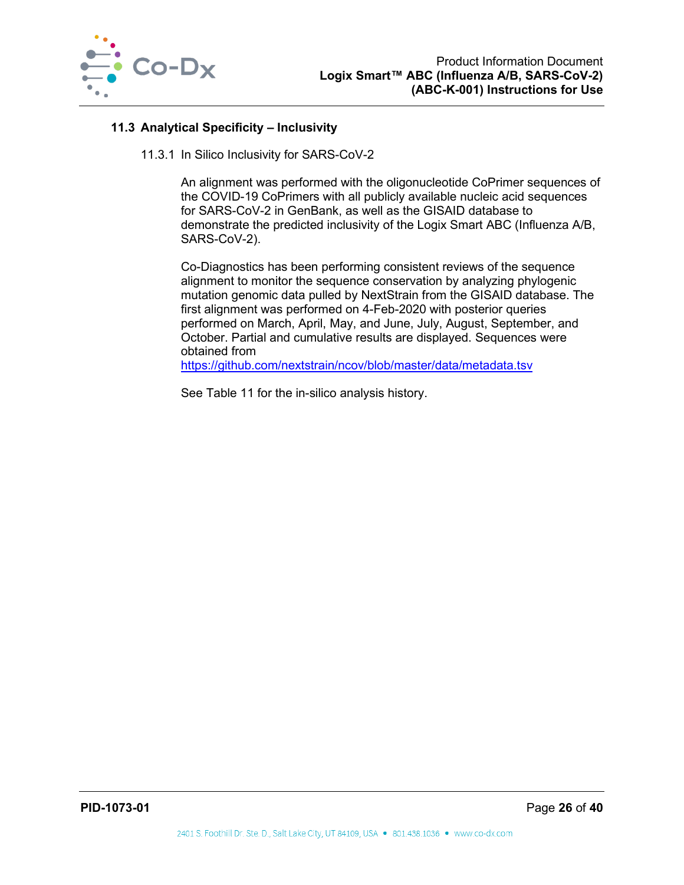## 11.3 Analytical Specificity – Inclusivity

### 11.3.1 In Silico Inclusivity for SARS-CoV-2

An alignment was performed with the oligonucleotide CoPrimer sequences of the COVID-19 CoPrimers with all publicly available nucleic acid sequences for SARS-CoV-2 in GenBank, as well as the GISAID database to demonstrate the predicted inclusivity of the Logix Smart ABC (Influenza A/B, SARS-CoV-2).

Co-Diagnostics has been performing consistent reviews of the sequence alignment to monitor the sequence conservation by analyzing phylogenic mutation genomic data pulled by NextStrain from the GISAID database. The first alignment was performed on 4-Feb-2020 with posterior queries performed on March, April, May, and June, July, August, September, and October. Partial and cumulative results are displayed. Sequences were obtained from https://github.com/nextstrain/ncov/blob/master/data/metadata.tsv

See Table 11 for the in-silico analysis history.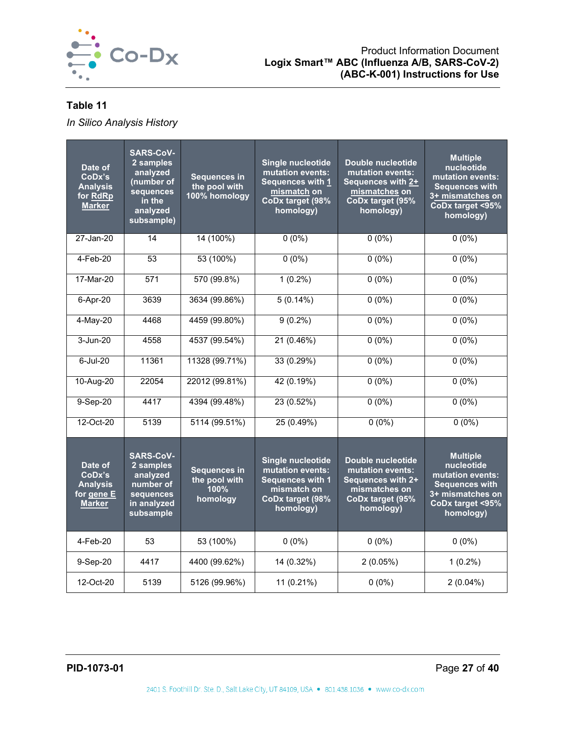**Table 11**

*In Silico Analysis History*

| Date of CoDx's Analysis for RdRp Marker | SARS-CoV-2 samples analyzed (number of sequences in the analyzed subsample) | Sequences in the pool with 100% homology | Single nucleotide mutation events: Sequences with 1 mismatch on CoDx target (98% homology) | Double nucleotide mutation events: Sequences with 2+ mismatches on CoDx target (95% homology) | Multiple nucleotide mutation events: Sequences with 3+ mismatches on CoDx target <95% homology) |
|---|---|---|---|---|---|
| 27-Jan-20 | 14 | 14 (100%) | 0 (0%) | 0 (0%) | 0 (0%) |
| 4-Feb-20 | 53 | 53 (100%) | 0 (0%) | 0 (0%) | 0 (0%) |
| 17-Mar-20 | 571 | 570 (99.8%) | 1 (0.2%) | 0 (0%) | 0 (0%) |
| 6-Apr-20 | 3639 | 3634 (99.86%) | 5 (0.14%) | 0 (0%) | 0 (0%) |
| 4-May-20 | 4468 | 4459 (99.80%) | 9 (0.2%) | 0 (0%) | 0 (0%) |
| 3-Jun-20 | 4558 | 4537 (99.54%) | 21 (0.46%) | 0 (0%) | 0 (0%) |
| 6-Jul-20 | 11361 | 11328 (99.71%) | 33 (0.29%) | 0 (0%) | 0 (0%) |
| 10-Aug-20 | 22054 | 22012 (99.81%) | 42 (0.19%) | 0 (0%) | 0 (0%) |
| 9-Sep-20 | 4417 | 4394 (99.48%) | 23 (0.52%) | 0 (0%) | 0 (0%) |
| 12-Oct-20 | 5139 | 5114 (99.51%) | 25 (0.49%) | 0 (0%) | 0 (0%) |
| **Date of CoDx's Analysis for gene E Marker** | **SARS-CoV-2 samples analyzed number of sequences in analyzed subsample** | **Sequences in the pool with 100% homology** | **Single nucleotide mutation events: Sequences with 1 mismatch on CoDx target (98% homology)** | **Double nucleotide mutation events: Sequences with 2+ mismatches on CoDx target (95% homology)** | **Multiple nucleotide mutation events: Sequences with 3+ mismatches on CoDx target <95% homology)** |
| 4-Feb-20 | 53 | 53 (100%) | 0 (0%) | 0 (0%) | 0 (0%) |
| 9-Sep-20 | 4417 | 4400 (99.62%) | 14 (0.32%) | 2 (0.05%) | 1 (0.2%) |
| 12-Oct-20 | 5139 | 5126 (99.96%) | 11 (0.21%) | 0 (0%) | 2 (0.04%) |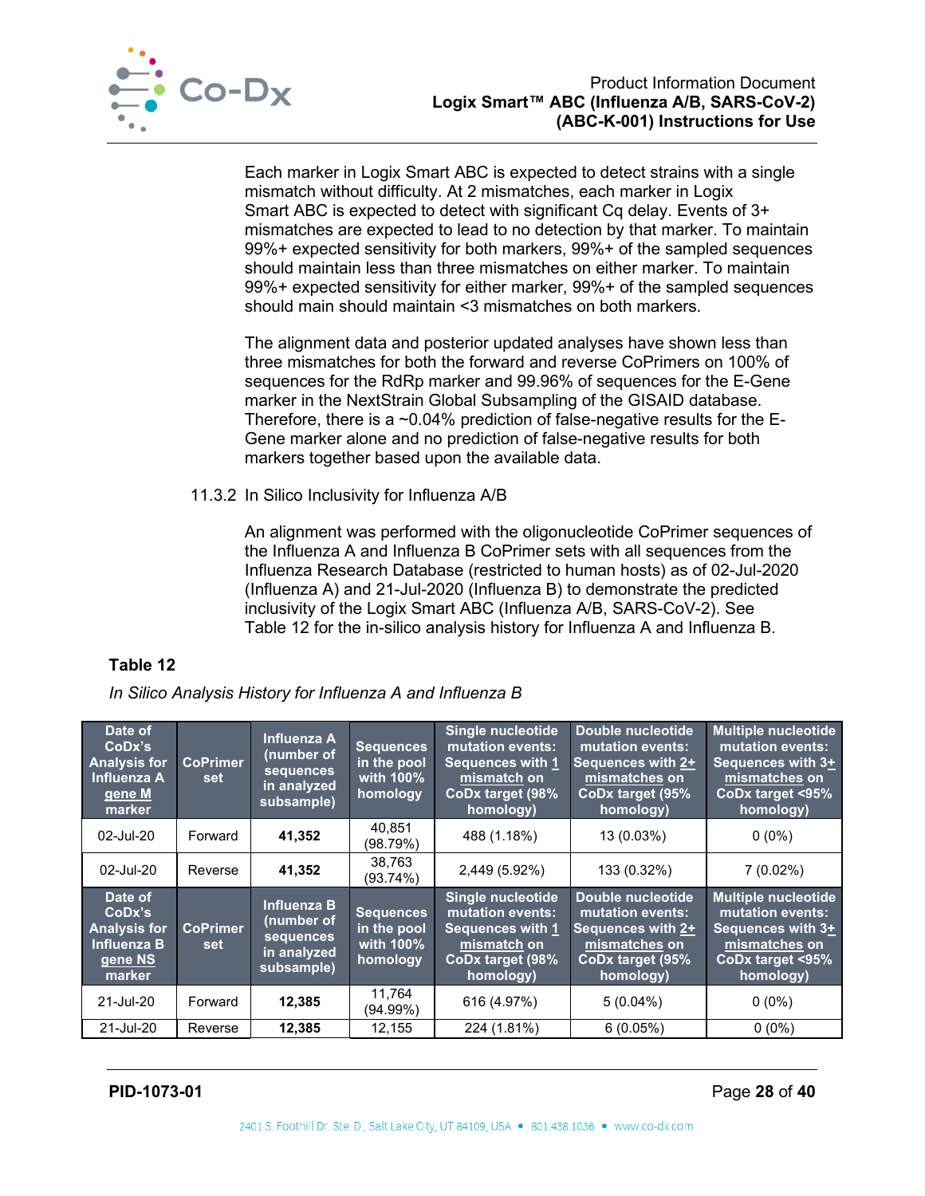Each marker in Logix Smart ABC is expected to detect strains with a single mismatch without difficulty. At 2 mismatches, each marker in Logix Smart ABC is expected to detect with significant Cq delay. Events of 3+ mismatches are expected to lead to no detection by that marker. To maintain 99%+ expected sensitivity for both markers, 99%+ of the sampled sequences should maintain less than three mismatches on either marker. To maintain 99%+ expected sensitivity for either marker, 99%+ of the sampled sequences should main should maintain <3 mismatches on both markers.

The alignment data and posterior updated analyses have shown less than three mismatches for both the forward and reverse CoPrimers on 100% of sequences for the RdRp marker and 99.96% of sequences for the E-Gene marker in the NextStrain Global Subsampling of the GISAID database. Therefore, there is a ~0.04% prediction of false-negative results for the E-Gene marker alone and no prediction of false-negative results for both markers together based upon the available data.

11.3.2 In Silico Inclusivity for Influenza A/B

An alignment was performed with the oligonucleotide CoPrimer sequences of the Influenza A and Influenza B CoPrimer sets with all sequences from the Influenza Research Database (restricted to human hosts) as of 02-Jul-2020 (Influenza A) and 21-Jul-2020 (Influenza B) to demonstrate the predicted inclusivity of the Logix Smart ABC (Influenza A/B, SARS-CoV-2). See Table 12 for the in-silico analysis history for Influenza A and Influenza B.

**Table 12**

*In Silico Analysis History for Influenza A and Influenza B*

| Date of CoDx's Analysis for Influenza A gene M marker | CoPrimer set | Influenza A (number of sequences in analyzed subsample) | Sequences in the pool with 100% homology | Single nucleotide mutation events: Sequences with 1 mismatch on CoDx target (98% homology) | Double nucleotide mutation events: Sequences with 2+ mismatches on CoDx target (95% homology) | Multiple nucleotide mutation events: Sequences with 3+ mismatches on CoDx target <95% homology) |
|---|---|---|---|---|---|---|
| 02-Jul-20 | Forward | **41,352** | 40,851 (98.79%) | 488 (1.18%) | 13 (0.03%) | 0 (0%) |
| 02-Jul-20 | Reverse | **41,352** | 38,763 (93.74%) | 2,449 (5.92%) | 133 (0.32%) | 7 (0.02%) |
| **Date of CoDx's Analysis for Influenza B gene NS marker** | **CoPrimer set** | **Influenza B (number of sequences in analyzed subsample)** | **Sequences in the pool with 100% homology** | **Single nucleotide mutation events: Sequences with 1 mismatch on CoDx target (98% homology)** | **Double nucleotide mutation events: Sequences with 2+ mismatches on CoDx target (95% homology)** | **Multiple nucleotide mutation events: Sequences with 3+ mismatches on CoDx target <95% homology)** |
| 21-Jul-20 | Forward | **12,385** | 11,764 (94.99%) | 616 (4.97%) | 5 (0.04%) | 0 (0%) |
| 21-Jul-20 | Reverse | **12,385** | 12,155 | 224 (1.81%) | 6 (0.05%) | 0 (0%) |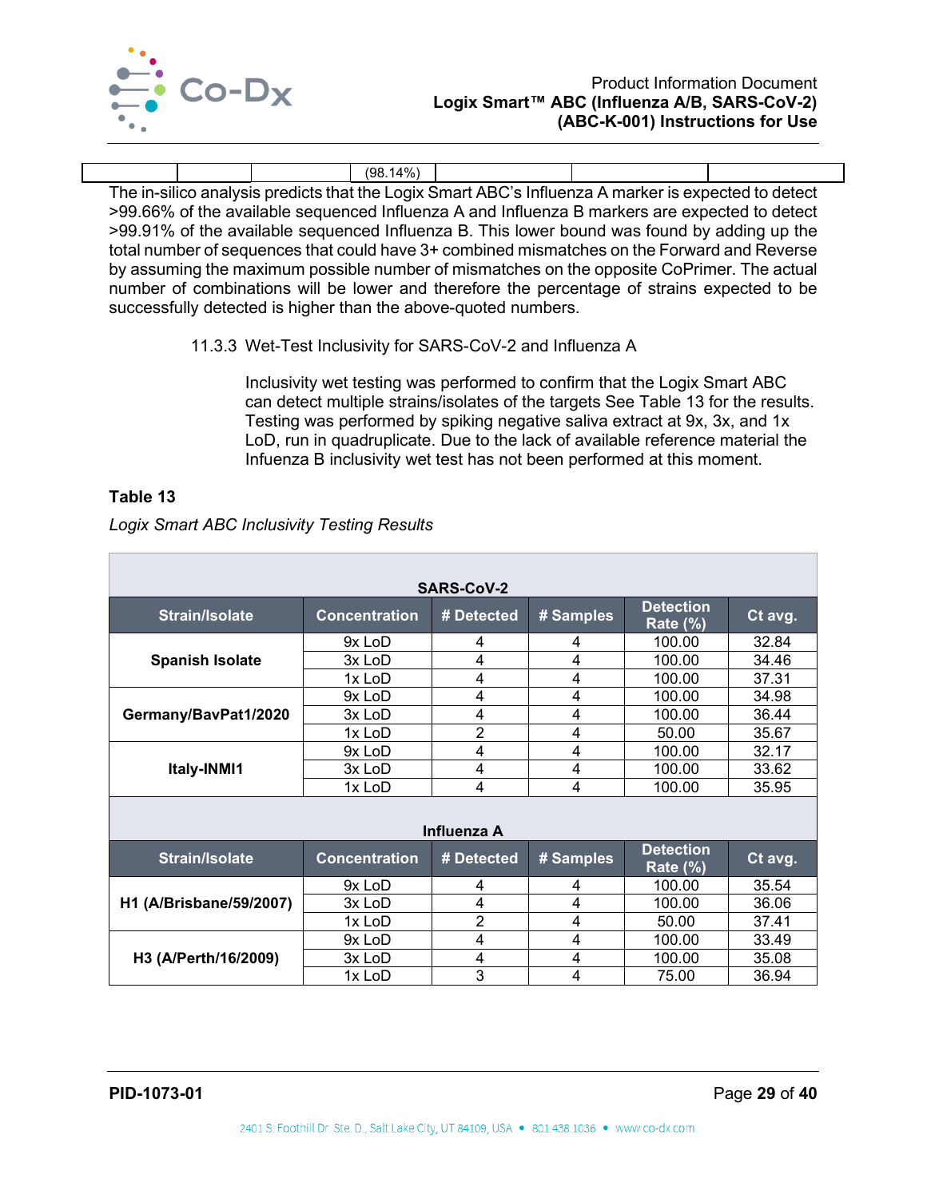| | | | (98.14%) | | | |
|---|---|---|---|---|---|---|

The in-silico analysis predicts that the Logix Smart ABC's Influenza A marker is expected to detect >99.66% of the available sequenced Influenza A and Influenza B markers are expected to detect >99.91% of the available sequenced Influenza B. This lower bound was found by adding up the total number of sequences that could have 3+ combined mismatches on the Forward and Reverse by assuming the maximum possible number of mismatches on the opposite CoPrimer. The actual number of combinations will be lower and therefore the percentage of strains expected to be successfully detected is higher than the above-quoted numbers.

### 11.3.3 Wet-Test Inclusivity for SARS-CoV-2 and Influenza A

Inclusivity wet testing was performed to confirm that the Logix Smart ABC can detect multiple strains/isolates of the targets See Table 13 for the results. Testing was performed by spiking negative saliva extract at 9x, 3x, and 1x LoD, run in quadruplicate. Due to the lack of available reference material the Infuenza B inclusivity wet test has not been performed at this moment.

**Table 13**

*Logix Smart ABC Inclusivity Testing Results*

| **SARS-CoV-2** | | | | | |
|---|---|---|---|---|---|
| **Strain/Isolate** | **Concentration** | **# Detected** | **# Samples** | **Detection Rate (%)** | **Ct avg.** |
| **Spanish Isolate** | 9x LoD | 4 | 4 | 100.00 | 32.84 |
| | 3x LoD | 4 | 4 | 100.00 | 34.46 |
| | 1x LoD | 4 | 4 | 100.00 | 37.31 |
| **Germany/BavPat1/2020** | 9x LoD | 4 | 4 | 100.00 | 34.98 |
| | 3x LoD | 4 | 4 | 100.00 | 36.44 |
| | 1x LoD | 2 | 4 | 50.00 | 35.67 |
| **Italy-INMI1** | 9x LoD | 4 | 4 | 100.00 | 32.17 |
| | 3x LoD | 4 | 4 | 100.00 | 33.62 |
| | 1x LoD | 4 | 4 | 100.00 | 35.95 |
| **Influenza A** | | | | | |
| **Strain/Isolate** | **Concentration** | **# Detected** | **# Samples** | **Detection Rate (%)** | **Ct avg.** |
| **H1 (A/Brisbane/59/2007)** | 9x LoD | 4 | 4 | 100.00 | 35.54 |
| | 3x LoD | 4 | 4 | 100.00 | 36.06 |
| | 1x LoD | 2 | 4 | 50.00 | 37.41 |
| **H3 (A/Perth/16/2009)** | 9x LoD | 4 | 4 | 100.00 | 33.49 |
| | 3x LoD | 4 | 4 | 100.00 | 35.08 |
| | 1x LoD | 3 | 4 | 75.00 | 36.94 |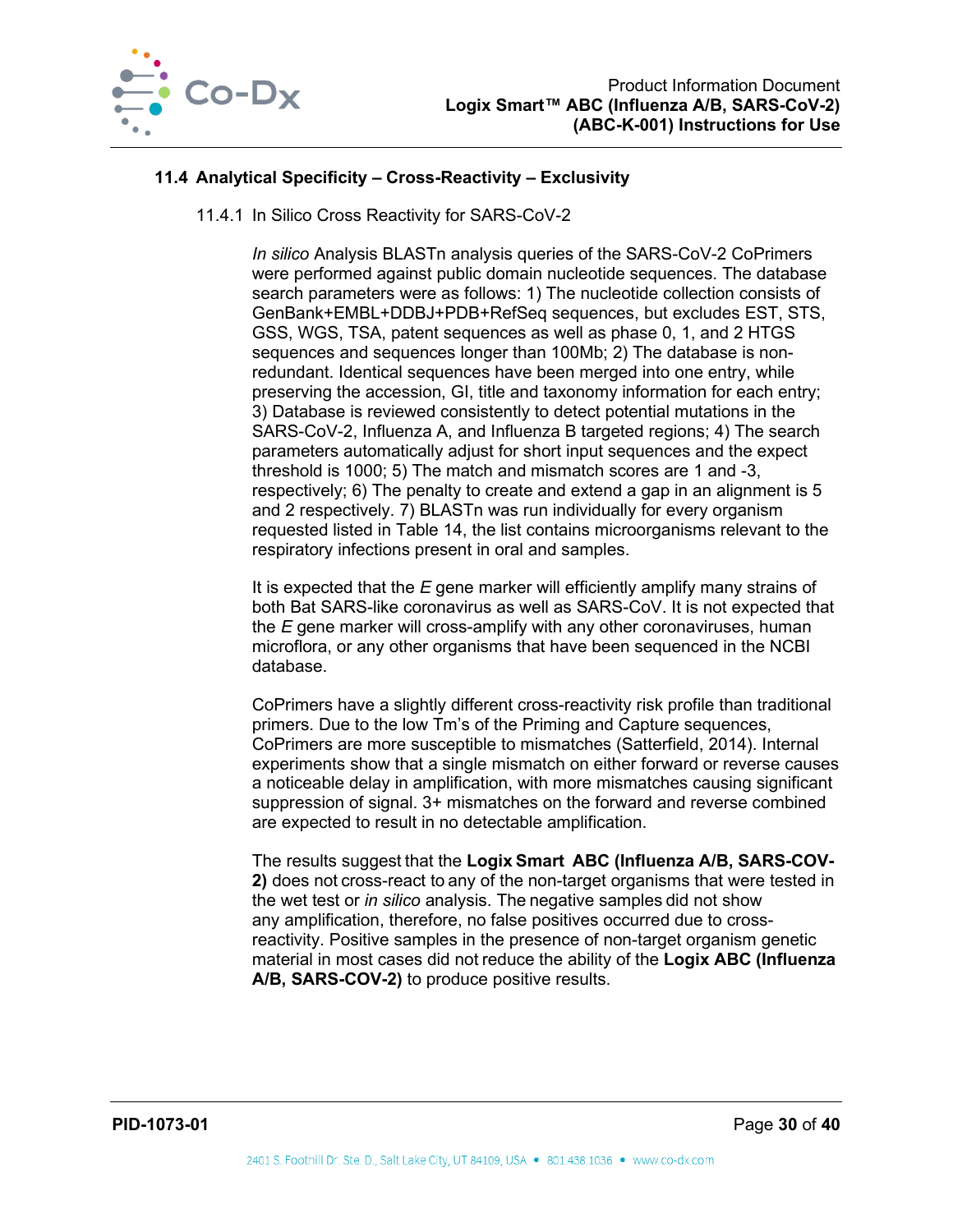## 11.4 Analytical Specificity – Cross-Reactivity – Exclusivity

### 11.4.1 In Silico Cross Reactivity for SARS-CoV-2

*In silico* Analysis BLASTn analysis queries of the SARS-CoV-2 CoPrimers were performed against public domain nucleotide sequences. The database search parameters were as follows: 1) The nucleotide collection consists of GenBank+EMBL+DDBJ+PDB+RefSeq sequences, but excludes EST, STS, GSS, WGS, TSA, patent sequences as well as phase 0, 1, and 2 HTGS sequences and sequences longer than 100Mb; 2) The database is non-redundant. Identical sequences have been merged into one entry, while preserving the accession, GI, title and taxonomy information for each entry; 3) Database is reviewed consistently to detect potential mutations in the SARS-CoV-2, Influenza A, and Influenza B targeted regions; 4) The search parameters automatically adjust for short input sequences and the expect threshold is 1000; 5) The match and mismatch scores are 1 and -3, respectively; 6) The penalty to create and extend a gap in an alignment is 5 and 2 respectively. 7) BLASTn was run individually for every organism requested listed in Table 14, the list contains microorganisms relevant to the respiratory infections present in oral and samples.

It is expected that the *E* gene marker will efficiently amplify many strains of both Bat SARS-like coronavirus as well as SARS-CoV. It is not expected that the *E* gene marker will cross-amplify with any other coronaviruses, human microflora, or any other organisms that have been sequenced in the NCBI database.

CoPrimers have a slightly different cross-reactivity risk profile than traditional primers. Due to the low Tm's of the Priming and Capture sequences, CoPrimers are more susceptible to mismatches (Satterfield, 2014). Internal experiments show that a single mismatch on either forward or reverse causes a noticeable delay in amplification, with more mismatches causing significant suppression of signal. 3+ mismatches on the forward and reverse combined are expected to result in no detectable amplification.

The results suggest that the **Logix Smart ABC (Influenza A/B, SARS-COV-2)** does not cross-react to any of the non-target organisms that were tested in the wet test or *in silico* analysis. The negative samples did not show any amplification, therefore, no false positives occurred due to cross-reactivity. Positive samples in the presence of non-target organism genetic material in most cases did not reduce the ability of the **Logix ABC (Influenza A/B, SARS-COV-2)** to produce positive results.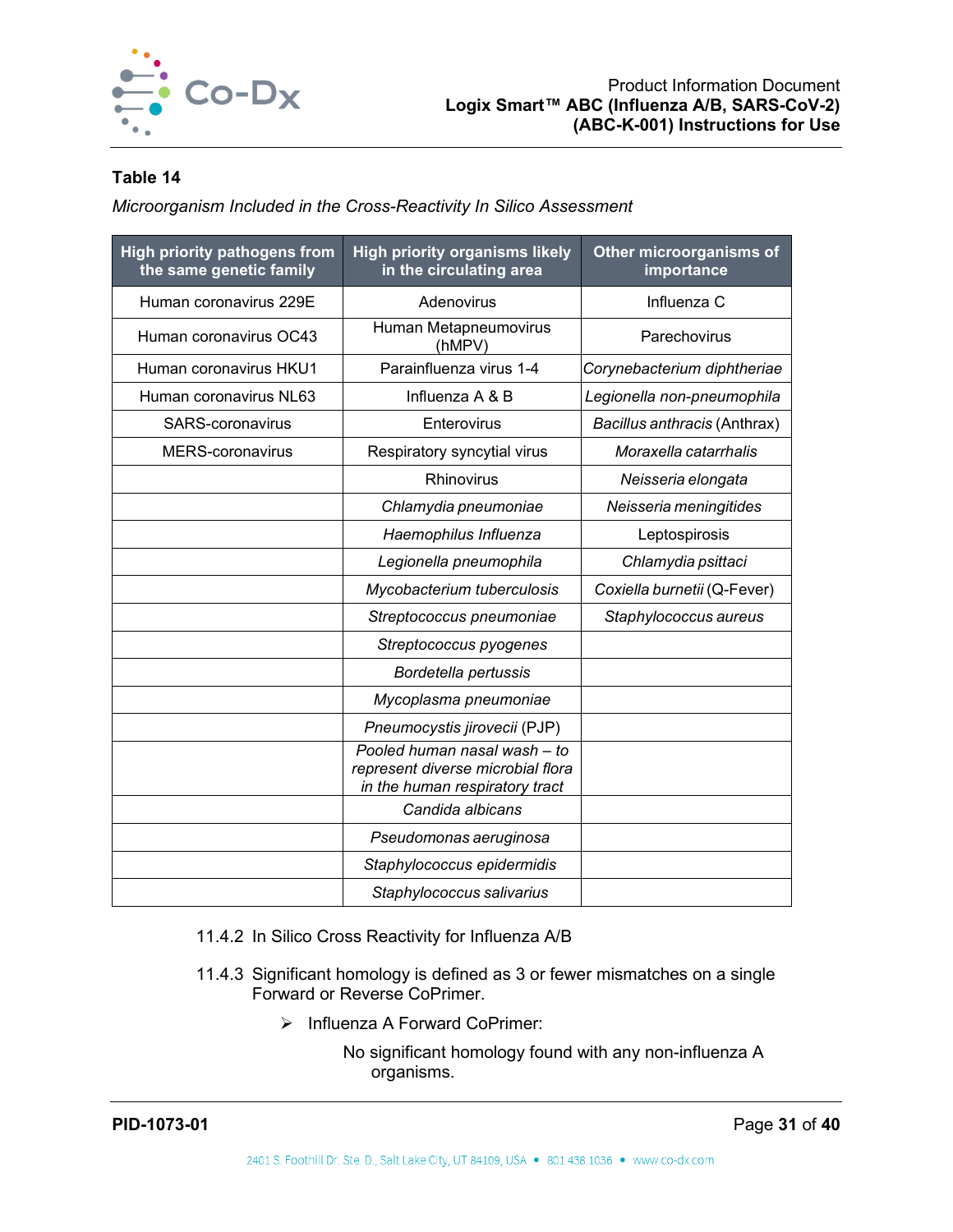**Table 14**

*Microorganism Included in the Cross-Reactivity In Silico Assessment*

| High priority pathogens from the same genetic family | High priority organisms likely in the circulating area | Other microorganisms of importance |
|---|---|---|
| Human coronavirus 229E | Adenovirus | Influenza C |
| Human coronavirus OC43 | Human Metapneumovirus (hMPV) | Parechovirus |
| Human coronavirus HKU1 | Parainfluenza virus 1-4 | *Corynebacterium diphtheriae* |
| Human coronavirus NL63 | Influenza A & B | *Legionella non-pneumophila* |
| SARS-coronavirus | Enterovirus | *Bacillus anthracis* (Anthrax) |
| MERS-coronavirus | Respiratory syncytial virus | *Moraxella catarrhalis* |
| | Rhinovirus | *Neisseria elongata* |
| | *Chlamydia pneumoniae* | *Neisseria meningitides* |
| | *Haemophilus Influenza* | Leptospirosis |
| | *Legionella pneumophila* | *Chlamydia psittaci* |
| | *Mycobacterium tuberculosis* | *Coxiella burnetii* (Q-Fever) |
| | *Streptococcus pneumoniae* | *Staphylococcus aureus* |
| | *Streptococcus pyogenes* | |
| | *Bordetella pertussis* | |
| | *Mycoplasma pneumoniae* | |
| | *Pneumocystis jirovecii* (PJP) | |
| | *Pooled human nasal wash – to represent diverse microbial flora in the human respiratory tract* | |
| | *Candida albicans* | |
| | *Pseudomonas aeruginosa* | |
| | *Staphylococcus epidermidis* | |
| | *Staphylococcus salivarius* | |

11.4.2 In Silico Cross Reactivity for Influenza A/B

11.4.3 Significant homology is defined as 3 or fewer mismatches on a single Forward or Reverse CoPrimer.

- Influenza A Forward CoPrimer:

  No significant homology found with any non-influenza A organisms.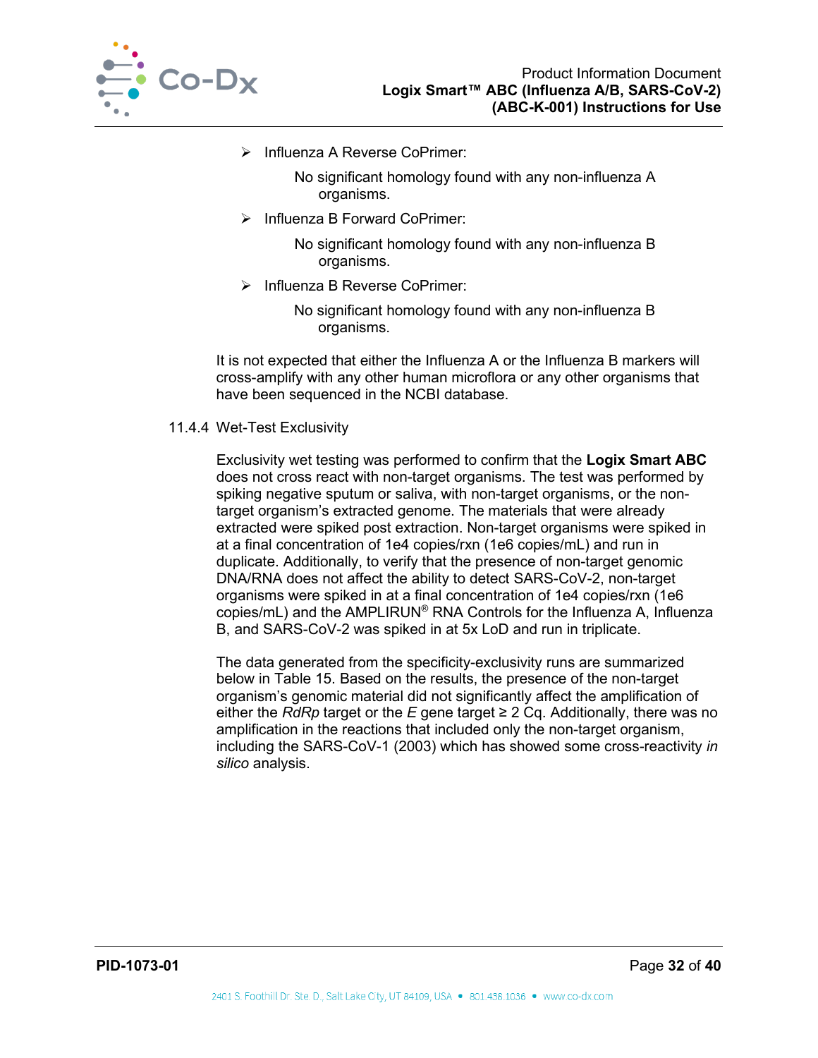- Influenza A Reverse CoPrimer:

  No significant homology found with any non-influenza A organisms.

- Influenza B Forward CoPrimer:

  No significant homology found with any non-influenza B organisms.

- Influenza B Reverse CoPrimer:

  No significant homology found with any non-influenza B organisms.

It is not expected that either the Influenza A or the Influenza B markers will cross-amplify with any other human microflora or any other organisms that have been sequenced in the NCBI database.

11.4.4 Wet-Test Exclusivity

Exclusivity wet testing was performed to confirm that the **Logix Smart ABC** does not cross react with non-target organisms. The test was performed by spiking negative sputum or saliva, with non-target organisms, or the non-target organism's extracted genome. The materials that were already extracted were spiked post extraction. Non-target organisms were spiked in at a final concentration of 1e4 copies/rxn (1e6 copies/mL) and run in duplicate. Additionally, to verify that the presence of non-target genomic DNA/RNA does not affect the ability to detect SARS-CoV-2, non-target organisms were spiked in at a final concentration of 1e4 copies/rxn (1e6 copies/mL) and the AMPLIRUN® RNA Controls for the Influenza A, Influenza B, and SARS-CoV-2 was spiked in at 5x LoD and run in triplicate.

The data generated from the specificity-exclusivity runs are summarized below in Table 15. Based on the results, the presence of the non-target organism's genomic material did not significantly affect the amplification of either the *RdRp* target or the *E* gene target ≥ 2 Cq. Additionally, there was no amplification in the reactions that included only the non-target organism, including the SARS-CoV-1 (2003) which has showed some cross-reactivity *in silico* analysis.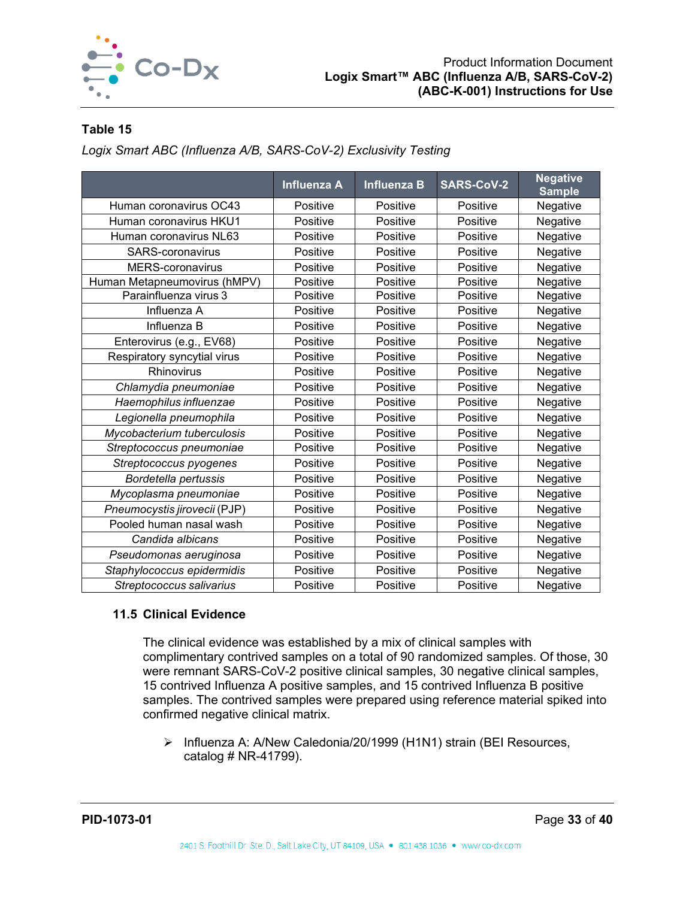**Table 15**

*Logix Smart ABC (Influenza A/B, SARS-CoV-2) Exclusivity Testing*

| | Influenza A | Influenza B | SARS-CoV-2 | Negative Sample |
|---|---|---|---|---|
| Human coronavirus OC43 | Positive | Positive | Positive | Negative |
| Human coronavirus HKU1 | Positive | Positive | Positive | Negative |
| Human coronavirus NL63 | Positive | Positive | Positive | Negative |
| SARS-coronavirus | Positive | Positive | Positive | Negative |
| MERS-coronavirus | Positive | Positive | Positive | Negative |
| Human Metapneumovirus (hMPV) | Positive | Positive | Positive | Negative |
| Parainfluenza virus 3 | Positive | Positive | Positive | Negative |
| Influenza A | Positive | Positive | Positive | Negative |
| Influenza B | Positive | Positive | Positive | Negative |
| Enterovirus (e.g., EV68) | Positive | Positive | Positive | Negative |
| Respiratory syncytial virus | Positive | Positive | Positive | Negative |
| Rhinovirus | Positive | Positive | Positive | Negative |
| *Chlamydia pneumoniae* | Positive | Positive | Positive | Negative |
| *Haemophilus influenzae* | Positive | Positive | Positive | Negative |
| *Legionella pneumophila* | Positive | Positive | Positive | Negative |
| *Mycobacterium tuberculosis* | Positive | Positive | Positive | Negative |
| *Streptococcus pneumoniae* | Positive | Positive | Positive | Negative |
| *Streptococcus pyogenes* | Positive | Positive | Positive | Negative |
| *Bordetella pertussis* | Positive | Positive | Positive | Negative |
| *Mycoplasma pneumoniae* | Positive | Positive | Positive | Negative |
| *Pneumocystis jirovecii* (PJP) | Positive | Positive | Positive | Negative |
| Pooled human nasal wash | Positive | Positive | Positive | Negative |
| *Candida albicans* | Positive | Positive | Positive | Negative |
| *Pseudomonas aeruginosa* | Positive | Positive | Positive | Negative |
| *Staphylococcus epidermidis* | Positive | Positive | Positive | Negative |
| *Streptococcus salivarius* | Positive | Positive | Positive | Negative |

### 11.5 Clinical Evidence

The clinical evidence was established by a mix of clinical samples with complimentary contrived samples on a total of 90 randomized samples. Of those, 30 were remnant SARS-CoV-2 positive clinical samples, 30 negative clinical samples, 15 contrived Influenza A positive samples, and 15 contrived Influenza B positive samples. The contrived samples were prepared using reference material spiked into confirmed negative clinical matrix.

- Influenza A: A/New Caledonia/20/1999 (H1N1) strain (BEI Resources, catalog # NR-41799).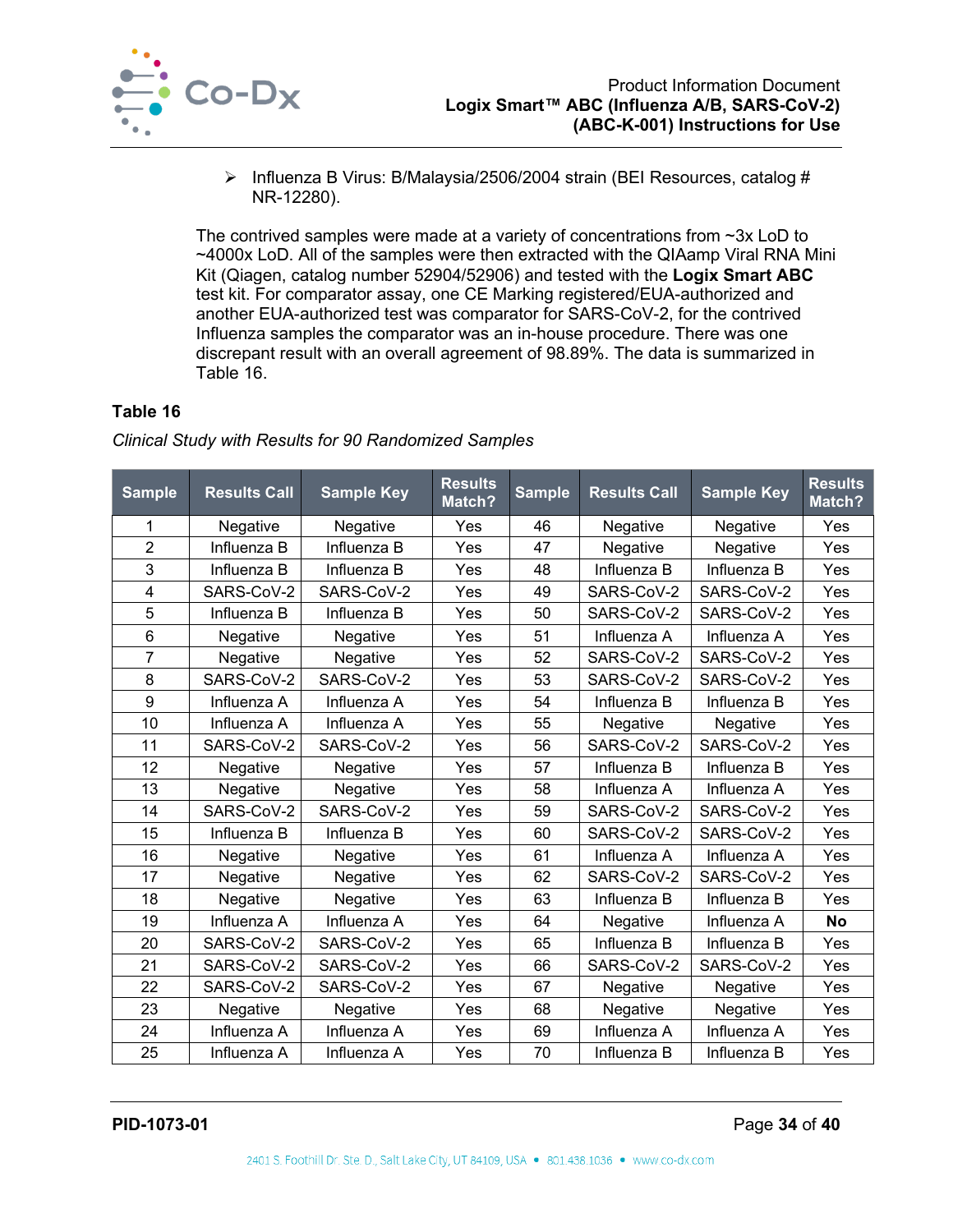- Influenza B Virus: B/Malaysia/2506/2004 strain (BEI Resources, catalog # NR-12280).

The contrived samples were made at a variety of concentrations from ~3x LoD to ~4000x LoD. All of the samples were then extracted with the QIAamp Viral RNA Mini Kit (Qiagen, catalog number 52904/52906) and tested with the **Logix Smart ABC** test kit. For comparator assay, one CE Marking registered/EUA-authorized and another EUA-authorized test was comparator for SARS-CoV-2, for the contrived Influenza samples the comparator was an in-house procedure. There was one discrepant result with an overall agreement of 98.89%. The data is summarized in Table 16.

**Table 16**

*Clinical Study with Results for 90 Randomized Samples*

| Sample | Results Call | Sample Key | Results Match? | Sample | Results Call | Sample Key | Results Match? |
|---|---|---|---|---|---|---|---|
| 1 | Negative | Negative | Yes | 46 | Negative | Negative | Yes |
| 2 | Influenza B | Influenza B | Yes | 47 | Negative | Negative | Yes |
| 3 | Influenza B | Influenza B | Yes | 48 | Influenza B | Influenza B | Yes |
| 4 | SARS-CoV-2 | SARS-CoV-2 | Yes | 49 | SARS-CoV-2 | SARS-CoV-2 | Yes |
| 5 | Influenza B | Influenza B | Yes | 50 | SARS-CoV-2 | SARS-CoV-2 | Yes |
| 6 | Negative | Negative | Yes | 51 | Influenza A | Influenza A | Yes |
| 7 | Negative | Negative | Yes | 52 | SARS-CoV-2 | SARS-CoV-2 | Yes |
| 8 | SARS-CoV-2 | SARS-CoV-2 | Yes | 53 | SARS-CoV-2 | SARS-CoV-2 | Yes |
| 9 | Influenza A | Influenza A | Yes | 54 | Influenza B | Influenza B | Yes |
| 10 | Influenza A | Influenza A | Yes | 55 | Negative | Negative | Yes |
| 11 | SARS-CoV-2 | SARS-CoV-2 | Yes | 56 | SARS-CoV-2 | SARS-CoV-2 | Yes |
| 12 | Negative | Negative | Yes | 57 | Influenza B | Influenza B | Yes |
| 13 | Negative | Negative | Yes | 58 | Influenza A | Influenza A | Yes |
| 14 | SARS-CoV-2 | SARS-CoV-2 | Yes | 59 | SARS-CoV-2 | SARS-CoV-2 | Yes |
| 15 | Influenza B | Influenza B | Yes | 60 | SARS-CoV-2 | SARS-CoV-2 | Yes |
| 16 | Negative | Negative | Yes | 61 | Influenza A | Influenza A | Yes |
| 17 | Negative | Negative | Yes | 62 | SARS-CoV-2 | SARS-CoV-2 | Yes |
| 18 | Negative | Negative | Yes | 63 | Influenza B | Influenza B | Yes |
| 19 | Influenza A | Influenza A | Yes | 64 | Negative | Influenza A | **No** |
| 20 | SARS-CoV-2 | SARS-CoV-2 | Yes | 65 | Influenza B | Influenza B | Yes |
| 21 | SARS-CoV-2 | SARS-CoV-2 | Yes | 66 | SARS-CoV-2 | SARS-CoV-2 | Yes |
| 22 | SARS-CoV-2 | SARS-CoV-2 | Yes | 67 | Negative | Negative | Yes |
| 23 | Negative | Negative | Yes | 68 | Negative | Negative | Yes |
| 24 | Influenza A | Influenza A | Yes | 69 | Influenza A | Influenza A | Yes |
| 25 | Influenza A | Influenza A | Yes | 70 | Influenza B | Influenza B | Yes |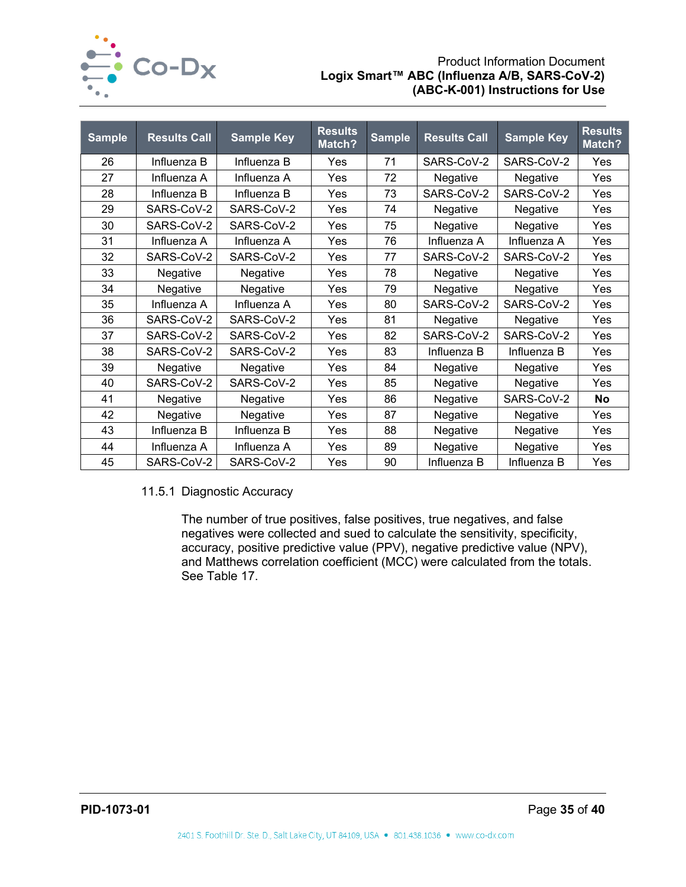| Sample | Results Call | Sample Key | Results Match? | Sample | Results Call | Sample Key | Results Match? |
|---|---|---|---|---|---|---|---|
| 26 | Influenza B | Influenza B | Yes | 71 | SARS-CoV-2 | SARS-CoV-2 | Yes |
| 27 | Influenza A | Influenza A | Yes | 72 | Negative | Negative | Yes |
| 28 | Influenza B | Influenza B | Yes | 73 | SARS-CoV-2 | SARS-CoV-2 | Yes |
| 29 | SARS-CoV-2 | SARS-CoV-2 | Yes | 74 | Negative | Negative | Yes |
| 30 | SARS-CoV-2 | SARS-CoV-2 | Yes | 75 | Negative | Negative | Yes |
| 31 | Influenza A | Influenza A | Yes | 76 | Influenza A | Influenza A | Yes |
| 32 | SARS-CoV-2 | SARS-CoV-2 | Yes | 77 | SARS-CoV-2 | SARS-CoV-2 | Yes |
| 33 | Negative | Negative | Yes | 78 | Negative | Negative | Yes |
| 34 | Negative | Negative | Yes | 79 | Negative | Negative | Yes |
| 35 | Influenza A | Influenza A | Yes | 80 | SARS-CoV-2 | SARS-CoV-2 | Yes |
| 36 | SARS-CoV-2 | SARS-CoV-2 | Yes | 81 | Negative | Negative | Yes |
| 37 | SARS-CoV-2 | SARS-CoV-2 | Yes | 82 | SARS-CoV-2 | SARS-CoV-2 | Yes |
| 38 | SARS-CoV-2 | SARS-CoV-2 | Yes | 83 | Influenza B | Influenza B | Yes |
| 39 | Negative | Negative | Yes | 84 | Negative | Negative | Yes |
| 40 | SARS-CoV-2 | SARS-CoV-2 | Yes | 85 | Negative | Negative | Yes |
| 41 | Negative | Negative | Yes | 86 | Negative | SARS-CoV-2 | **No** |
| 42 | Negative | Negative | Yes | 87 | Negative | Negative | Yes |
| 43 | Influenza B | Influenza B | Yes | 88 | Negative | Negative | Yes |
| 44 | Influenza A | Influenza A | Yes | 89 | Negative | Negative | Yes |
| 45 | SARS-CoV-2 | SARS-CoV-2 | Yes | 90 | Influenza B | Influenza B | Yes |

### 11.5.1 Diagnostic Accuracy

The number of true positives, false positives, true negatives, and false negatives were collected and sued to calculate the sensitivity, specificity, accuracy, positive predictive value (PPV), negative predictive value (NPV), and Matthews correlation coefficient (MCC) were calculated from the totals. See Table 17.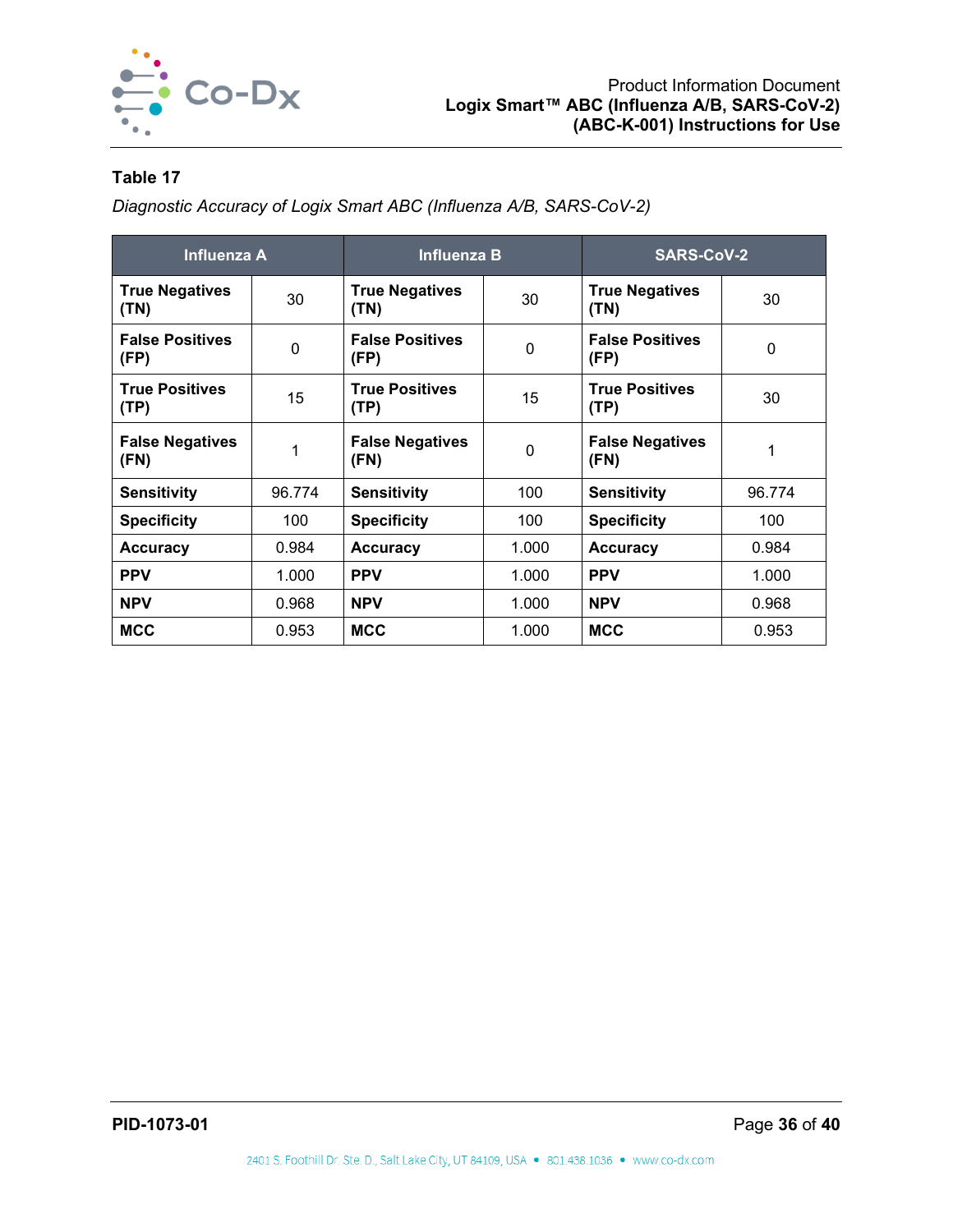**Table 17**

*Diagnostic Accuracy of Logix Smart ABC (Influenza A/B, SARS-CoV-2)*

| Influenza A | | Influenza B | | SARS-CoV-2 | |
|---|---|---|---|---|---|
| **True Negatives (TN)** | 30 | **True Negatives (TN)** | 30 | **True Negatives (TN)** | 30 |
| **False Positives (FP)** | 0 | **False Positives (FP)** | 0 | **False Positives (FP)** | 0 |
| **True Positives (TP)** | 15 | **True Positives (TP)** | 15 | **True Positives (TP)** | 30 |
| **False Negatives (FN)** | 1 | **False Negatives (FN)** | 0 | **False Negatives (FN)** | 1 |
| **Sensitivity** | 96.774 | **Sensitivity** | 100 | **Sensitivity** | 96.774 |
| **Specificity** | 100 | **Specificity** | 100 | **Specificity** | 100 |
| **Accuracy** | 0.984 | **Accuracy** | 1.000 | **Accuracy** | 0.984 |
| **PPV** | 1.000 | **PPV** | 1.000 | **PPV** | 1.000 |
| **NPV** | 0.968 | **NPV** | 1.000 | **NPV** | 0.968 |
| **MCC** | 0.953 | **MCC** | 1.000 | **MCC** | 0.953 |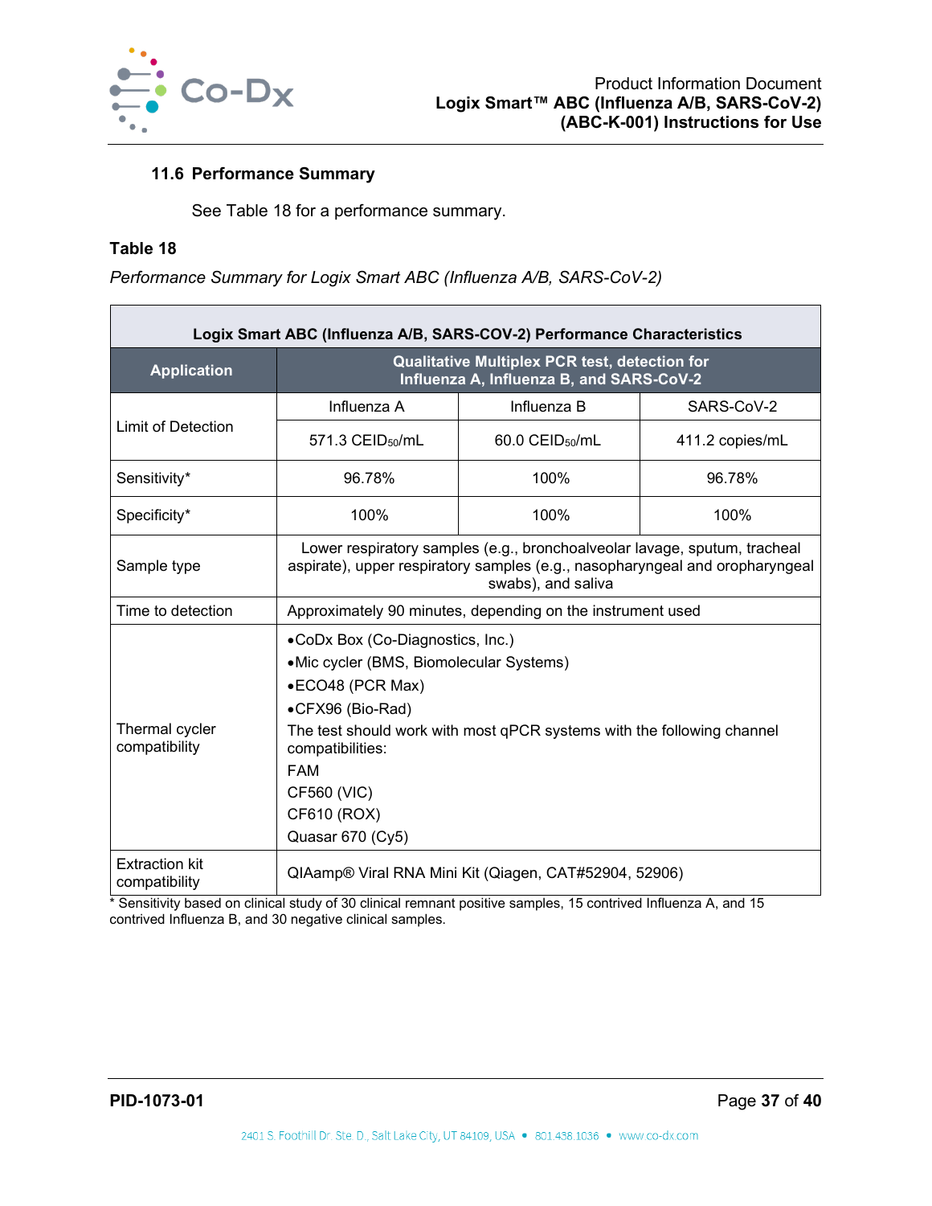### 11.6 Performance Summary

See Table 18 for a performance summary.

**Table 18**

*Performance Summary for Logix Smart ABC (Influenza A/B, SARS-CoV-2)*

| Logix Smart ABC (Influenza A/B, SARS-COV-2) Performance Characteristics | | | |
|---|---|---|---|
| **Application** | **Qualitative Multiplex PCR test, detection for Influenza A, Influenza B, and SARS-CoV-2** | | |
| Limit of Detection | Influenza A | Influenza B | SARS-CoV-2 |
| | 571.3 $CEID_{50}$/mL | 60.0 $CEID_{50}$/mL | 411.2 copies/mL |
| Sensitivity* | 96.78% | 100% | 96.78% |
| Specificity* | 100% | 100% | 100% |
| Sample type | Lower respiratory samples (e.g., bronchoalveolar lavage, sputum, tracheal aspirate), upper respiratory samples (e.g., nasopharyngeal and oropharyngeal swabs), and saliva | | |
| Time to detection | Approximately 90 minutes, depending on the instrument used | | |
| Thermal cycler compatibility | •CoDx Box (Co-Diagnostics, Inc.)<br>•Mic cycler (BMS, Biomolecular Systems)<br>•ECO48 (PCR Max)<br>•CFX96 (Bio-Rad)<br>The test should work with most qPCR systems with the following channel compatibilities:<br>FAM<br>CF560 (VIC)<br>CF610 (ROX)<br>Quasar 670 (Cy5) | | |
| Extraction kit compatibility | QIAamp® Viral RNA Mini Kit (Qiagen, CAT#52904, 52906) | | |

* Sensitivity based on clinical study of 30 clinical remnant positive samples, 15 contrived Influenza A, and 15 contrived Influenza B, and 30 negative clinical samples.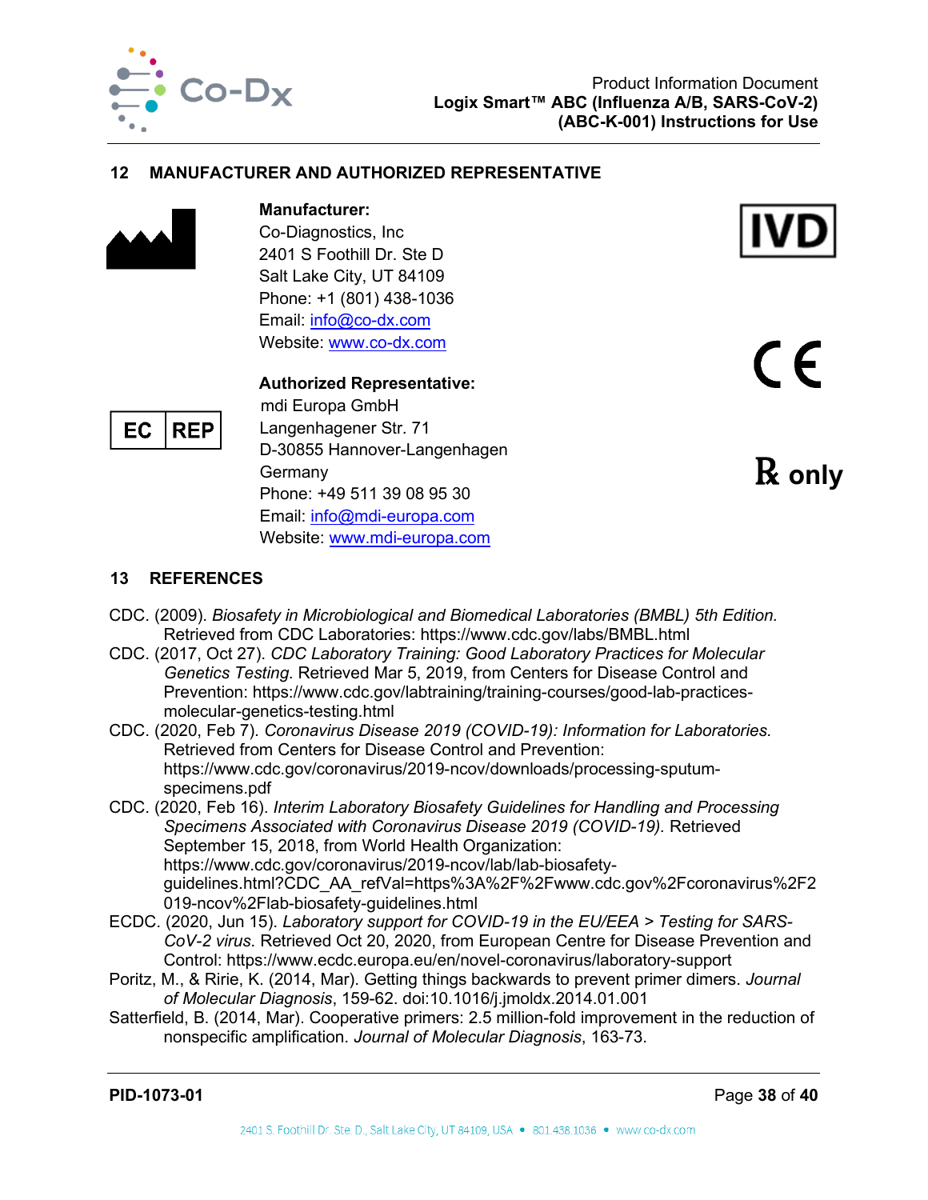## 12 MANUFACTURER AND AUTHORIZED REPRESENTATIVE

**Manufacturer:**
Co-Diagnostics, Inc
2401 S Foothill Dr. Ste D
Salt Lake City, UT 84109
Phone: +1 (801) 438-1036
Email: info@co-dx.com
Website: www.co-dx.com

**Authorized Representative:**
EC REP
mdi Europa GmbH
Langenhagener Str. 71
D-30855 Hannover-Langenhagen
Germany
Phone: +49 511 39 08 95 30
Email: info@mdi-europa.com
Website: www.mdi-europa.com

IVD

CE

℞ only

## 13 REFERENCES

CDC. (2009). *Biosafety in Microbiological and Biomedical Laboratories (BMBL) 5th Edition.* Retrieved from CDC Laboratories: https://www.cdc.gov/labs/BMBL.html

CDC. (2017, Oct 27). *CDC Laboratory Training: Good Laboratory Practices for Molecular Genetics Testing.* Retrieved Mar 5, 2019, from Centers for Disease Control and Prevention: https://www.cdc.gov/labtraining/training-courses/good-lab-practices-molecular-genetics-testing.html

CDC. (2020, Feb 7). *Coronavirus Disease 2019 (COVID-19): Information for Laboratories.* Retrieved from Centers for Disease Control and Prevention: https://www.cdc.gov/coronavirus/2019-ncov/downloads/processing-sputum-specimens.pdf

CDC. (2020, Feb 16). *Interim Laboratory Biosafety Guidelines for Handling and Processing Specimens Associated with Coronavirus Disease 2019 (COVID-19).* Retrieved September 15, 2018, from World Health Organization: https://www.cdc.gov/coronavirus/2019-ncov/lab/lab-biosafety-guidelines.html?CDC_AA_refVal=https%3A%2F%2Fwww.cdc.gov%2Fcoronavirus%2F2019-ncov%2Flab-biosafety-guidelines.html

ECDC. (2020, Jun 15). *Laboratory support for COVID-19 in the EU/EEA > Testing for SARS-CoV-2 virus.* Retrieved Oct 20, 2020, from European Centre for Disease Prevention and Control: https://www.ecdc.europa.eu/en/novel-coronavirus/laboratory-support

Poritz, M., & Ririe, K. (2014, Mar). Getting things backwards to prevent primer dimers. *Journal of Molecular Diagnosis*, 159-62. doi:10.1016/j.jmoldx.2014.01.001

Satterfield, B. (2014, Mar). Cooperative primers: 2.5 million-fold improvement in the reduction of nonspecific amplification. *Journal of Molecular Diagnosis*, 163-73.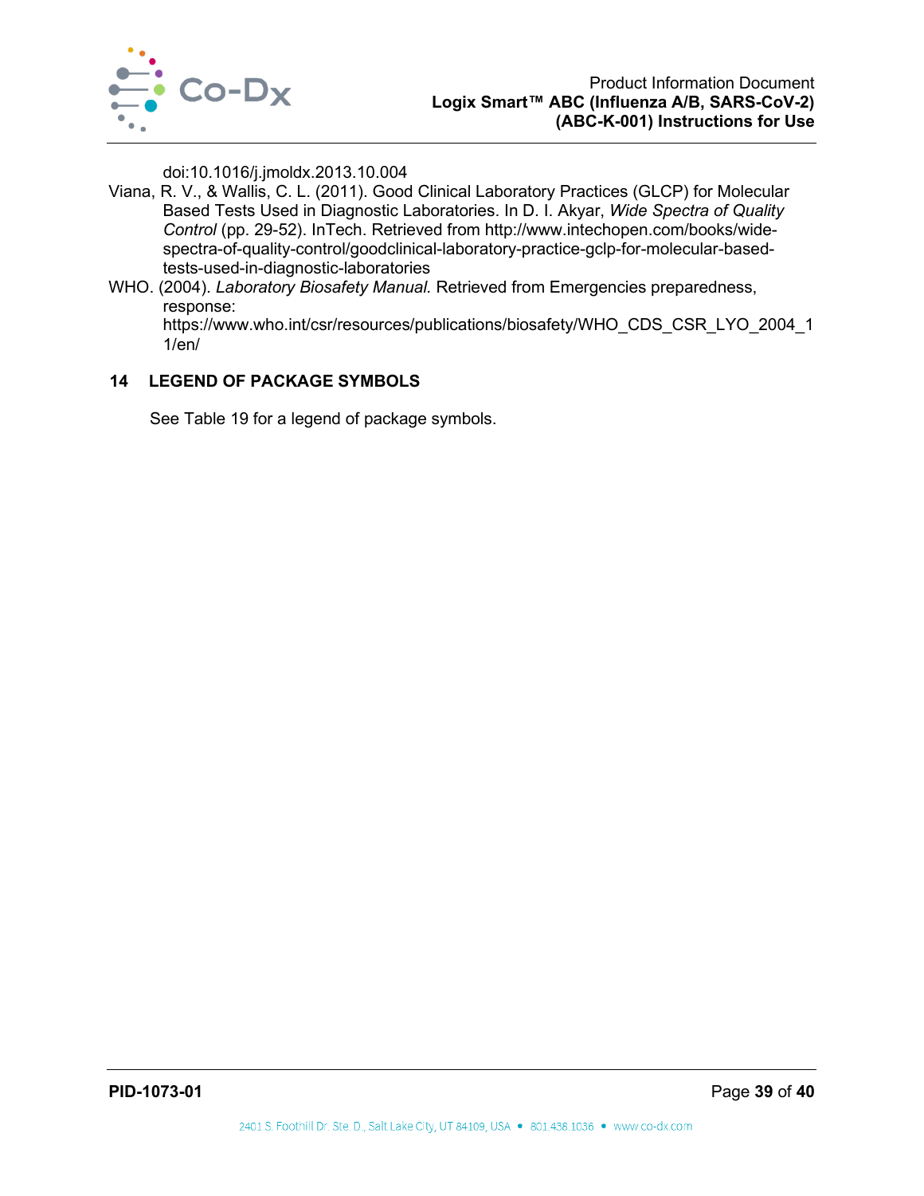doi:10.1016/j.jmoldx.2013.10.004

Viana, R. V., & Wallis, C. L. (2011). Good Clinical Laboratory Practices (GLCP) for Molecular Based Tests Used in Diagnostic Laboratories. In D. I. Akyar, *Wide Spectra of Quality Control* (pp. 29-52). InTech. Retrieved from http://www.intechopen.com/books/wide-spectra-of-quality-control/goodclinical-laboratory-practice-gclp-for-molecular-based-tests-used-in-diagnostic-laboratories

WHO. (2004). *Laboratory Biosafety Manual*. Retrieved from Emergencies preparedness, response: https://www.who.int/csr/resources/publications/biosafety/WHO_CDS_CSR_LYO_2004_11/en/

## 14 LEGEND OF PACKAGE SYMBOLS

See Table 19 for a legend of package symbols.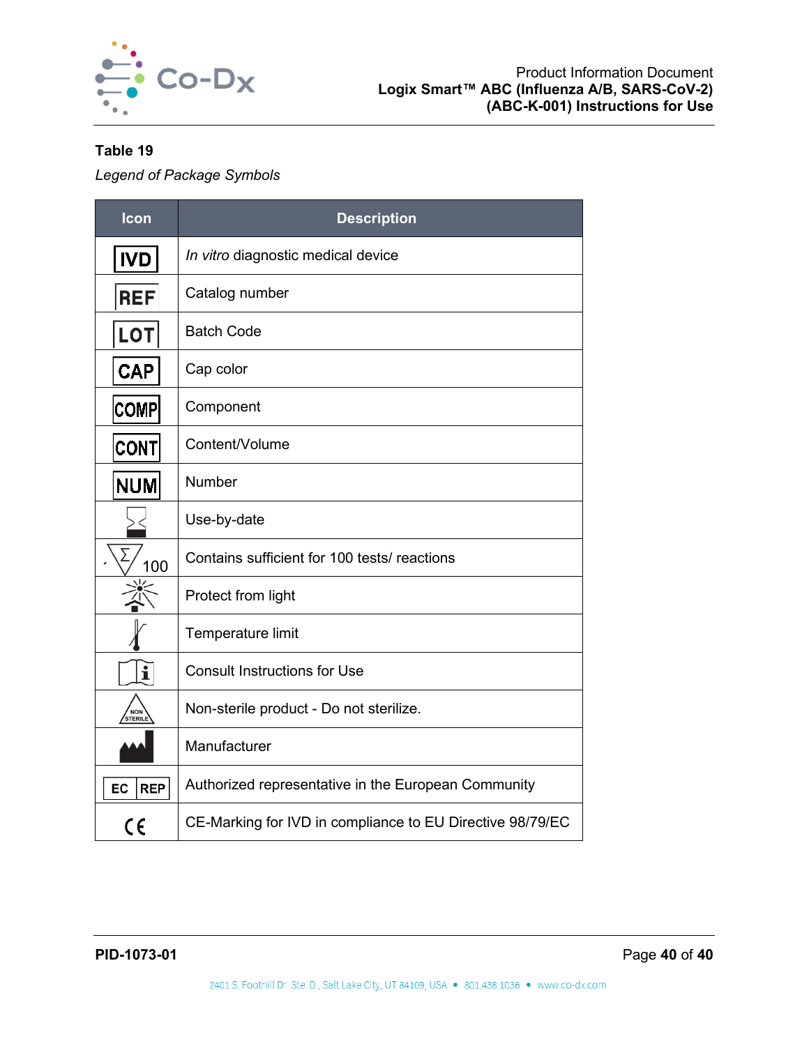**Table 19**

*Legend of Package Symbols*

| Icon | Description |
|---|---|
| IVD | *In vitro* diagnostic medical device |
| REF | Catalog number |
| LOT | Batch Code |
| CAP | Cap color |
| COMP | Component |
| CONT | Content/Volume |
| NUM | Number |
| | Use-by-date |
| Σ 100 | Contains sufficient for 100 tests/ reactions |
| | Protect from light |
| | Temperature limit |
| | Consult Instructions for Use |
| NON STERILE | Non-sterile product - Do not sterilize. |
| | Manufacturer |
| EC REP | Authorized representative in the European Community |
| CE | CE-Marking for IVD in compliance to EU Directive 98/79/EC |